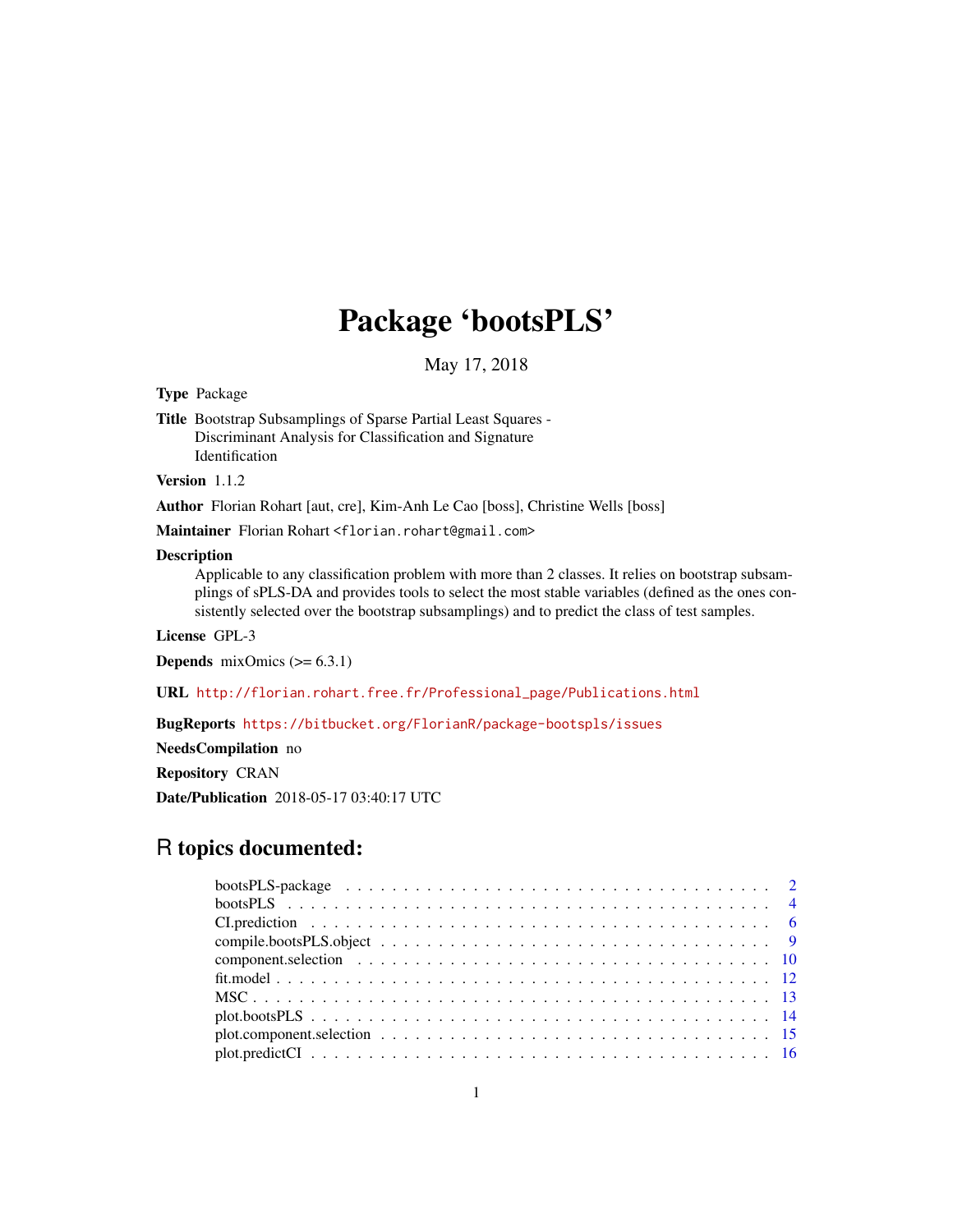# Package 'bootsPLS'

May 17, 2018

**Type** Package

**Title** Bootstrap Subsamplings of Sparse Partial Least Squares - Discriminant Analysis for Classification and Signature Identification

**Version** 1.1.2

**Author** Florian Rohart [aut, cre], Kim-Anh Le Cao [boss], Christine Wells [boss]

**Maintainer** Florian Rohart <florian.rohart@gmail.com>

**Description** Applicable to any classification problem with more than 2 classes. It relies on bootstrap subsamplings of sPLS-DA and provides tools to select the most stable variables (defined as the ones consistently selected over the bootstrap subsamplings) and to predict the class of test samples.

**License** GPL-3

**Depends** mixOmics (>= 6.3.1)

**URL** http://florian.rohart.free.fr/Professional_page/Publications.html

**BugReports** https://bitbucket.org/FlorianR/package-bootspls/issues

**NeedsCompilation** no

**Repository** CRAN

**Date/Publication** 2018-05-17 03:40:17 UTC

## R topics documented:

- bootsPLS-package . . . . . . . . . . . . . . . . . . . . . . . . . . . . . . . . . . . 2
- bootsPLS . . . . . . . . . . . . . . . . . . . . . . . . . . . . . . . . . . . . . . . . 4
- CI.prediction . . . . . . . . . . . . . . . . . . . . . . . . . . . . . . . . . . . . . . 6
- compile.bootsPLS.object . . . . . . . . . . . . . . . . . . . . . . . . . . . . . . . . 9
- component.selection . . . . . . . . . . . . . . . . . . . . . . . . . . . . . . . . . . 10
- fit.model . . . . . . . . . . . . . . . . . . . . . . . . . . . . . . . . . . . . . . . . 12
- MSC . . . . . . . . . . . . . . . . . . . . . . . . . . . . . . . . . . . . . . . . . . 13
- plot.bootsPLS . . . . . . . . . . . . . . . . . . . . . . . . . . . . . . . . . . . . . . 14
- plot.component.selection . . . . . . . . . . . . . . . . . . . . . . . . . . . . . . . . 15
- plot.predictCI . . . . . . . . . . . . . . . . . . . . . . . . . . . . . . . . . . . . . . 16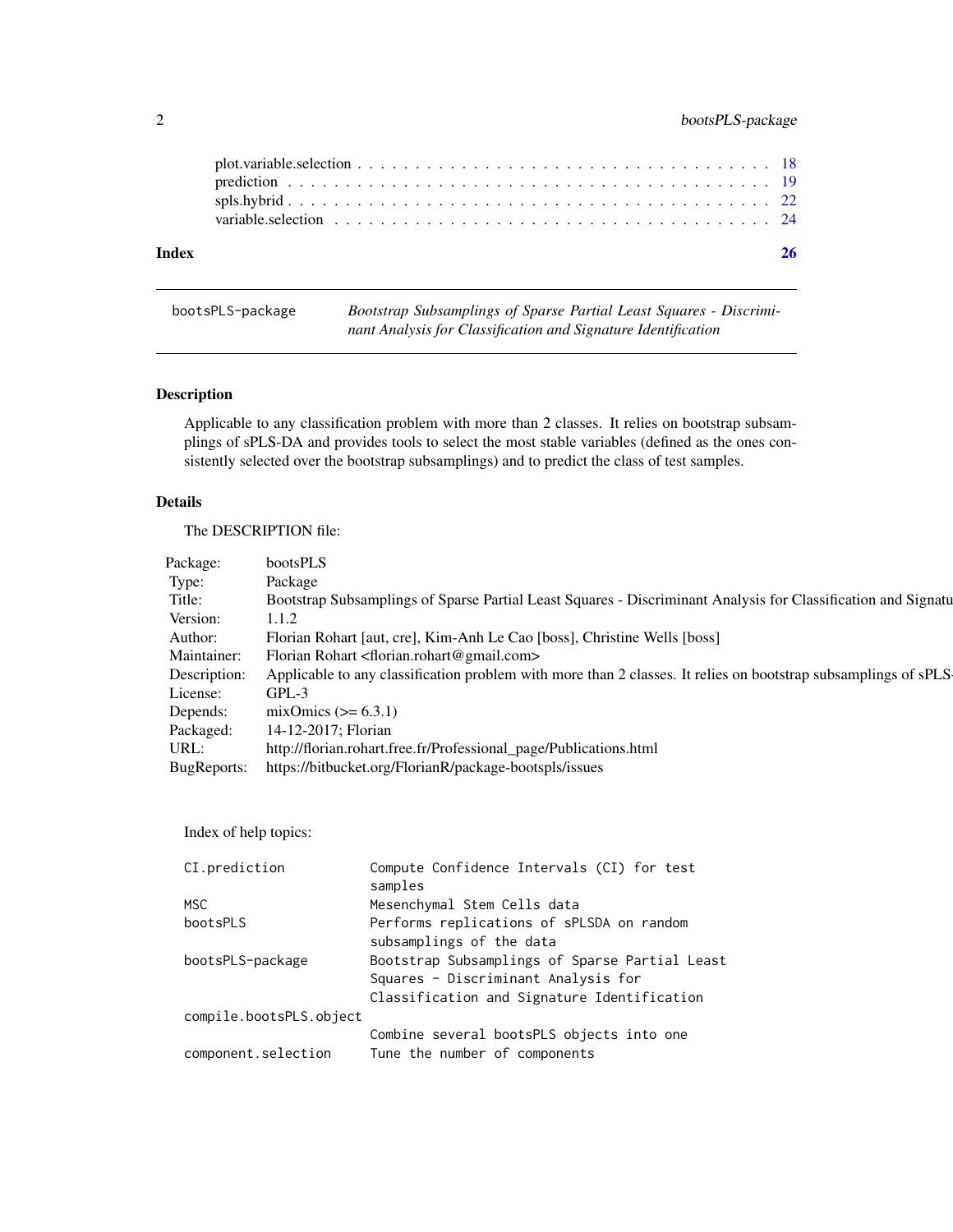plot.variable.selection . . . . . . . . . . . . . . . . . . . . . . . . . . . . . . . . . . . 18
prediction . . . . . . . . . . . . . . . . . . . . . . . . . . . . . . . . . . . . . . . . . . 19
spls.hybrid . . . . . . . . . . . . . . . . . . . . . . . . . . . . . . . . . . . . . . . . . 22
variable.selection . . . . . . . . . . . . . . . . . . . . . . . . . . . . . . . . . . . . . . 24

**Index** **26**

---

`bootsPLS-package` *Bootstrap Subsamplings of Sparse Partial Least Squares - Discriminant Analysis for Classification and Signature Identification*

---

## Description

Applicable to any classification problem with more than 2 classes. It relies on bootstrap subsamplings of sPLS-DA and provides tools to select the most stable variables (defined as the ones consistently selected over the bootstrap subsamplings) and to predict the class of test samples.

## Details

The DESCRIPTION file:

| | |
|---|---|
| Package: | bootsPLS |
| Type: | Package |
| Title: | Bootstrap Subsamplings of Sparse Partial Least Squares - Discriminant Analysis for Classification and Signatu |
| Version: | 1.1.2 |
| Author: | Florian Rohart [aut, cre], Kim-Anh Le Cao [boss], Christine Wells [boss] |
| Maintainer: | Florian Rohart <florian.rohart@gmail.com> |
| Description: | Applicable to any classification problem with more than 2 classes. It relies on bootstrap subsamplings of sPLS- |
| License: | GPL-3 |
| Depends: | mixOmics (>= 6.3.1) |
| Packaged: | 14-12-2017; Florian |
| URL: | http://florian.rohart.free.fr/Professional_page/Publications.html |
| BugReports: | https://bitbucket.org/FlorianR/package-bootspls/issues |

Index of help topics:

```
CI.prediction           Compute Confidence Intervals (CI) for test
                        samples
MSC                     Mesenchymal Stem Cells data
bootsPLS                Performs replications of sPLSDA on random
                        subsamplings of the data
bootsPLS-package        Bootstrap Subsamplings of Sparse Partial Least
                        Squares - Discriminant Analysis for
                        Classification and Signature Identification
compile.bootsPLS.object
                        Combine several bootsPLS objects into one
component.selection     Tune the number of components
```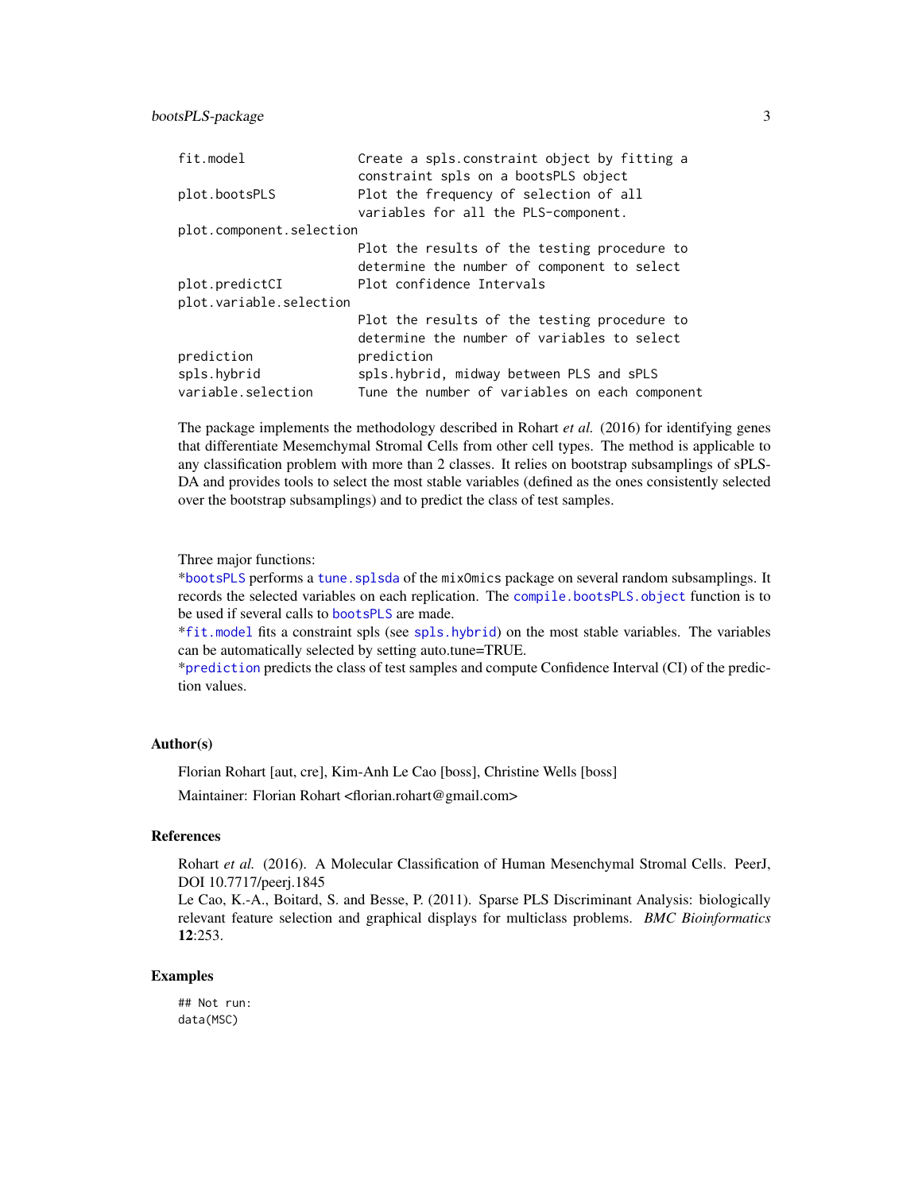```
fit.model               Create a spls.constraint object by fitting a
                        constraint spls on a bootsPLS object
plot.bootsPLS           Plot the frequency of selection of all
                        variables for all the PLS-component.
plot.component.selection
                        Plot the results of the testing procedure to
                        determine the number of component to select
plot.predictCI          Plot confidence Intervals
plot.variable.selection
                        Plot the results of the testing procedure to
                        determine the number of variables to select
prediction              prediction
spls.hybrid             spls.hybrid, midway between PLS and sPLS
variable.selection      Tune the number of variables on each component
```

The package implements the methodology described in Rohart *et al.* (2016) for identifying genes that differentiate Mesemchymal Stromal Cells from other cell types. The method is applicable to any classification problem with more than 2 classes. It relies on bootstrap subsamplings of sPLS-DA and provides tools to select the most stable variables (defined as the ones consistently selected over the bootstrap subsamplings) and to predict the class of test samples.

Three major functions:
*`bootsPLS` performs a `tune.splsda` of the `mixOmics` package on several random subsamplings. It records the selected variables on each replication. The `compile.bootsPLS.object` function is to be used if several calls to `bootsPLS` are made.
*`fit.model` fits a constraint spls (see `spls.hybrid`) on the most stable variables. The variables can be automatically selected by setting auto.tune=TRUE.
*`prediction` predicts the class of test samples and compute Confidence Interval (CI) of the prediction values.

### Author(s)

Florian Rohart [aut, cre], Kim-Anh Le Cao [boss], Christine Wells [boss]

Maintainer: Florian Rohart <florian.rohart@gmail.com>

### References

Rohart *et al.* (2016). A Molecular Classification of Human Mesenchymal Stromal Cells. PeerJ, DOI 10.7717/peerj.1845
Le Cao, K.-A., Boitard, S. and Besse, P. (2011). Sparse PLS Discriminant Analysis: biologically relevant feature selection and graphical displays for multiclass problems. *BMC Bioinformatics* **12**:253.

### Examples

```
## Not run:
data(MSC)
```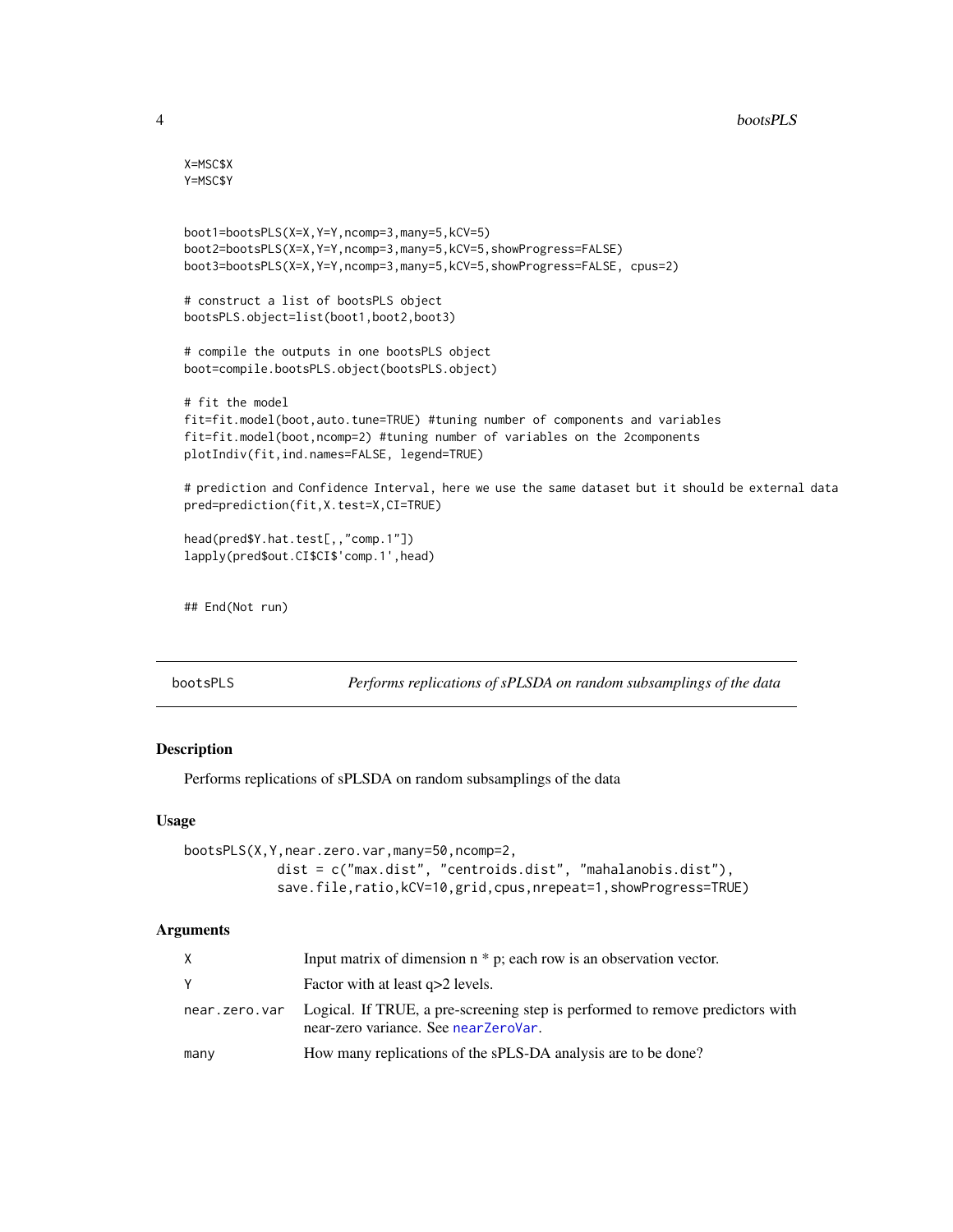```
X=MSC$X
Y=MSC$Y


boot1=bootsPLS(X=X,Y=Y,ncomp=3,many=5,kCV=5)
boot2=bootsPLS(X=X,Y=Y,ncomp=3,many=5,kCV=5,showProgress=FALSE)
boot3=bootsPLS(X=X,Y=Y,ncomp=3,many=5,kCV=5,showProgress=FALSE, cpus=2)

# construct a list of bootsPLS object
bootsPLS.object=list(boot1,boot2,boot3)

# compile the outputs in one bootsPLS object
boot=compile.bootsPLS.object(bootsPLS.object)

# fit the model
fit=fit.model(boot,auto.tune=TRUE) #tuning number of components and variables
fit=fit.model(boot,ncomp=2) #tuning number of variables on the 2components
plotIndiv(fit,ind.names=FALSE, legend=TRUE)

# prediction and Confidence Interval, here we use the same dataset but it should be external data
pred=prediction(fit,X.test=X,CI=TRUE)

head(pred$Y.hat.test[,,"comp.1"])
lapply(pred$out.CI$CI$'comp.1',head)


## End(Not run)
```

## bootsPLS — *Performs replications of sPLSDA on random subsamplings of the data*

### Description

Performs replications of sPLSDA on random subsamplings of the data

### Usage

```
bootsPLS(X,Y,near.zero.var,many=50,ncomp=2,
            dist = c("max.dist", "centroids.dist", "mahalanobis.dist"),
            save.file,ratio,kCV=10,grid,cpus,nrepeat=1,showProgress=TRUE)
```

### Arguments

| | |
|---|---|
| X | Input matrix of dimension n * p; each row is an observation vector. |
| Y | Factor with at least q>2 levels. |
| near.zero.var | Logical. If TRUE, a pre-screening step is performed to remove predictors with near-zero variance. See nearZeroVar. |
| many | How many replications of the sPLS-DA analysis are to be done? |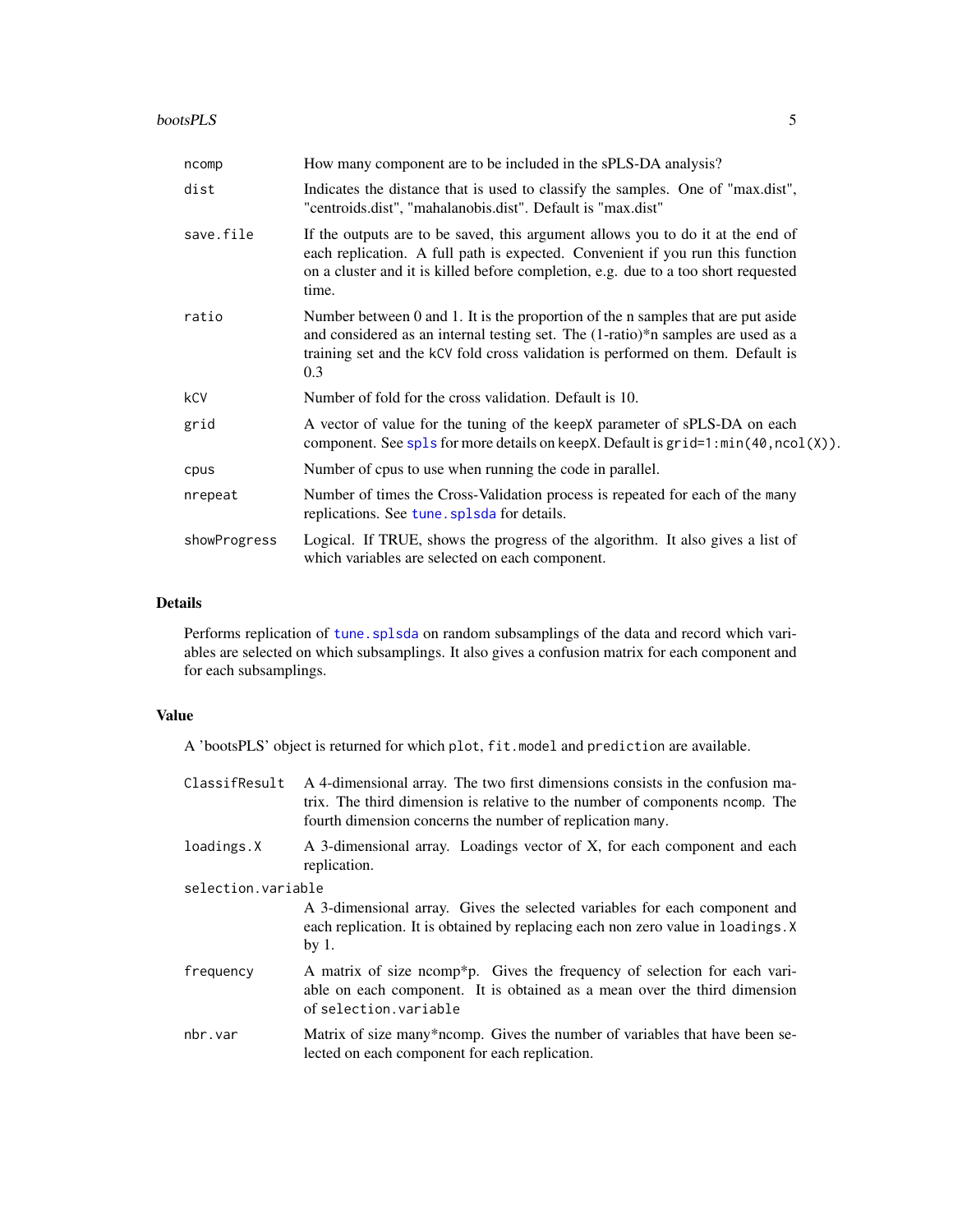| | |
|---|---|
| ncomp | How many component are to be included in the sPLS-DA analysis? |
| dist | Indicates the distance that is used to classify the samples. One of "max.dist", "centroids.dist", "mahalanobis.dist". Default is "max.dist" |
| save.file | If the outputs are to be saved, this argument allows you to do it at the end of each replication. A full path is expected. Convenient if you run this function on a cluster and it is killed before completion, e.g. due to a too short requested time. |
| ratio | Number between 0 and 1. It is the proportion of the n samples that are put aside and considered as an internal testing set. The (1-ratio)*n samples are used as a training set and the `kCV` fold cross validation is performed on them. Default is 0.3 |
| kCV | Number of fold for the cross validation. Default is 10. |
| grid | A vector of value for the tuning of the `keepX` parameter of sPLS-DA on each component. See `spls` for more details on `keepX`. Default is `grid=1:min(40,ncol(X))`. |
| cpus | Number of cpus to use when running the code in parallel. |
| nrepeat | Number of times the Cross-Validation process is repeated for each of the `many` replications. See `tune.splsda` for details. |
| showProgress | Logical. If TRUE, shows the progress of the algorithm. It also gives a list of which variables are selected on each component. |

## Details

Performs replication of `tune.splsda` on random subsamplings of the data and record which variables are selected on which subsamplings. It also gives a confusion matrix for each component and for each subsamplings.

## Value

A 'bootsPLS' object is returned for which `plot`, `fit.model` and `prediction` are available.

| | |
|---|---|
| ClassifResult | A 4-dimensional array. The two first dimensions consists in the confusion matrix. The third dimension is relative to the number of components `ncomp`. The fourth dimension concerns the number of replication `many`. |
| loadings.X | A 3-dimensional array. Loadings vector of X, for each component and each replication. |
| selection.variable | A 3-dimensional array. Gives the selected variables for each component and each replication. It is obtained by replacing each non zero value in `loadings.X` by 1. |
| frequency | A matrix of size ncomp*p. Gives the frequency of selection for each variable on each component. It is obtained as a mean over the third dimension of `selection.variable` |
| nbr.var | Matrix of size many*ncomp. Gives the number of variables that have been selected on each component for each replication. |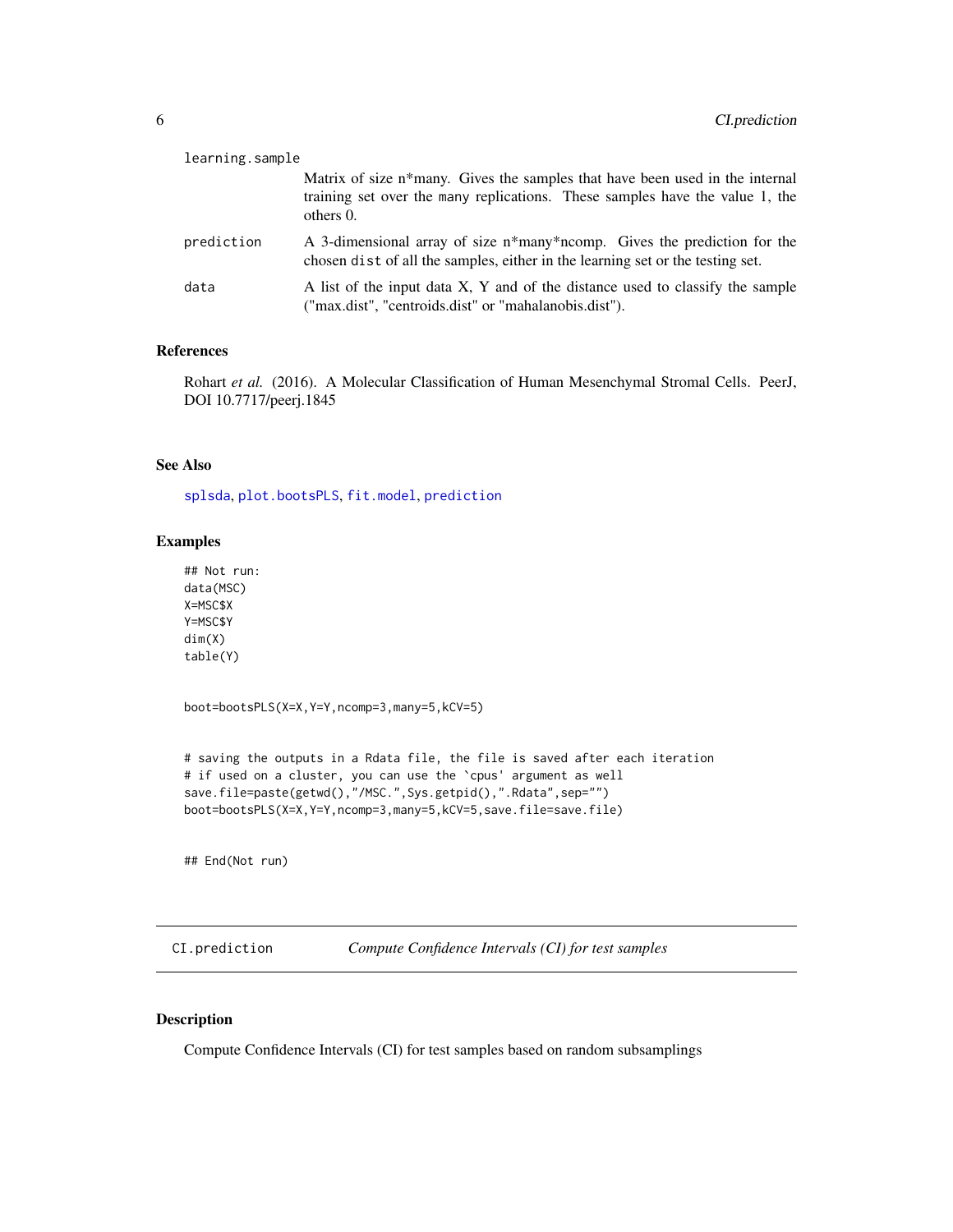learning.sample
: Matrix of size n*many. Gives the samples that have been used in the internal training set over the many replications. These samples have the value 1, the others 0.

prediction
: A 3-dimensional array of size n*many*ncomp. Gives the prediction for the chosen dist of all the samples, either in the learning set or the testing set.

data
: A list of the input data X, Y and of the distance used to classify the sample ("max.dist", "centroids.dist" or "mahalanobis.dist").

### References

Rohart *et al.* (2016). A Molecular Classification of Human Mesenchymal Stromal Cells. PeerJ, DOI 10.7717/peerj.1845

### See Also

splsda, plot.bootsPLS, fit.model, prediction

### Examples

```
## Not run:
data(MSC)
X=MSC$X
Y=MSC$Y
dim(X)
table(Y)


boot=bootsPLS(X=X,Y=Y,ncomp=3,many=5,kCV=5)


# saving the outputs in a Rdata file, the file is saved after each iteration
# if used on a cluster, you can use the `cpus' argument as well
save.file=paste(getwd(),"/MSC.",Sys.getpid(),".Rdata",sep="")
boot=bootsPLS(X=X,Y=Y,ncomp=3,many=5,kCV=5,save.file=save.file)


## End(Not run)
```

---

## CI.prediction — *Compute Confidence Intervals (CI) for test samples*

### Description

Compute Confidence Intervals (CI) for test samples based on random subsamplings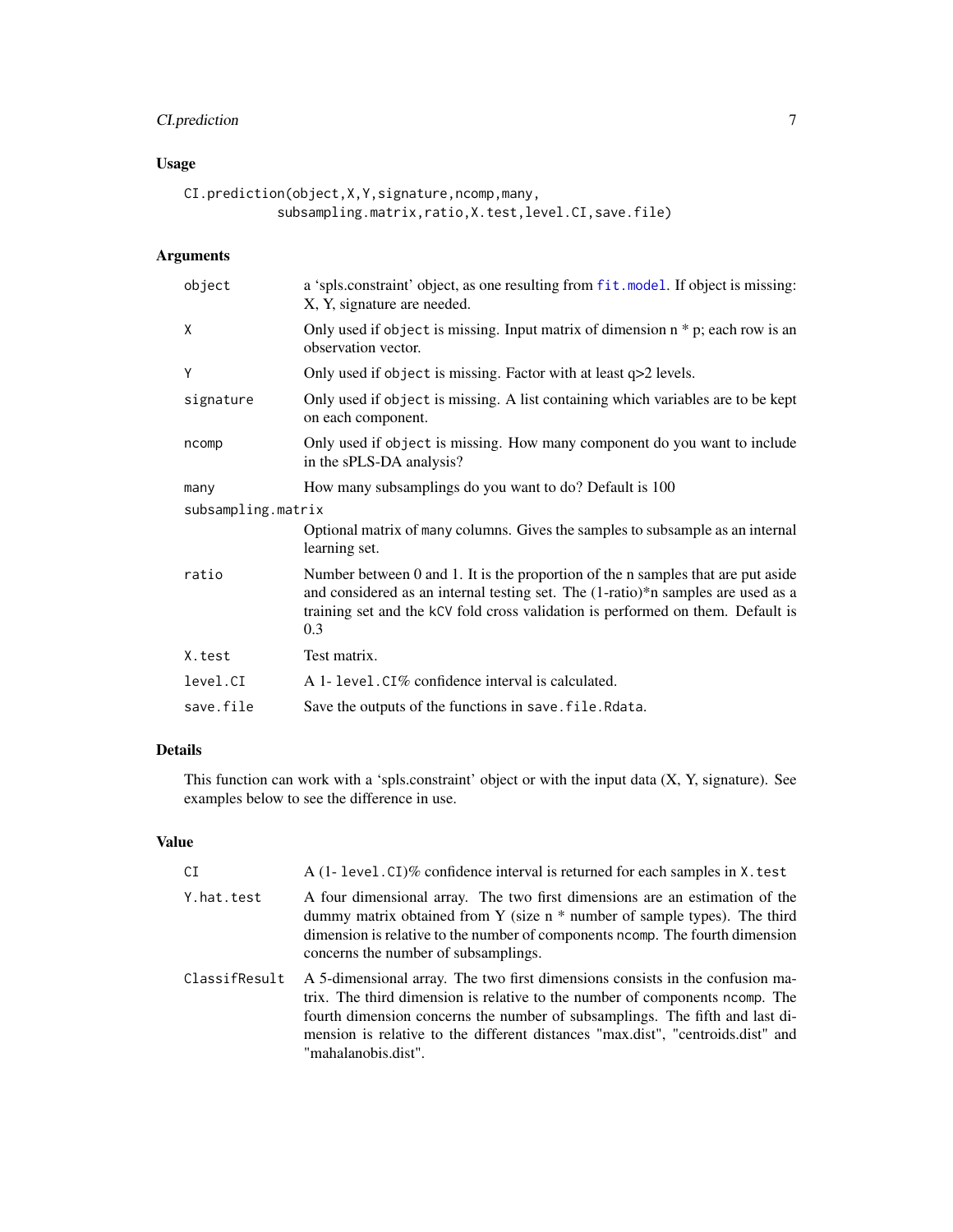## Usage

```
CI.prediction(object,X,Y,signature,ncomp,many,
           subsampling.matrix,ratio,X.test,level.CI,save.file)
```

## Arguments

| | |
|---|---|
| `object` | a 'spls.constraint' object, as one resulting from `fit.model`. If object is missing: X, Y, signature are needed. |
| `X` | Only used if `object` is missing. Input matrix of dimension n * p; each row is an observation vector. |
| `Y` | Only used if `object` is missing. Factor with at least q>2 levels. |
| `signature` | Only used if `object` is missing. A list containing which variables are to be kept on each component. |
| `ncomp` | Only used if `object` is missing. How many component do you want to include in the sPLS-DA analysis? |
| `many` | How many subsamplings do you want to do? Default is 100 |
| `subsampling.matrix` | Optional matrix of `many` columns. Gives the samples to subsample as an internal learning set. |
| `ratio` | Number between 0 and 1. It is the proportion of the n samples that are put aside and considered as an internal testing set. The (1-ratio)*n samples are used as a training set and the `kCV` fold cross validation is performed on them. Default is 0.3 |
| `X.test` | Test matrix. |
| `level.CI` | A 1- `level.CI`% confidence interval is calculated. |
| `save.file` | Save the outputs of the functions in `save.file.Rdata`. |

## Details

This function can work with a 'spls.constraint' object or with the input data (X, Y, signature). See examples below to see the difference in use.

## Value

| | |
|---|---|
| `CI` | A (1- `level.CI`)% confidence interval is returned for each samples in `X.test` |
| `Y.hat.test` | A four dimensional array. The two first dimensions are an estimation of the dummy matrix obtained from Y (size n * number of sample types). The third dimension is relative to the number of components `ncomp`. The fourth dimension concerns the number of subsamplings. |
| `ClassifResult` | A 5-dimensional array. The two first dimensions consists in the confusion matrix. The third dimension is relative to the number of components `ncomp`. The fourth dimension concerns the number of subsamplings. The fifth and last dimension is relative to the different distances "max.dist", "centroids.dist" and "mahalanobis.dist". |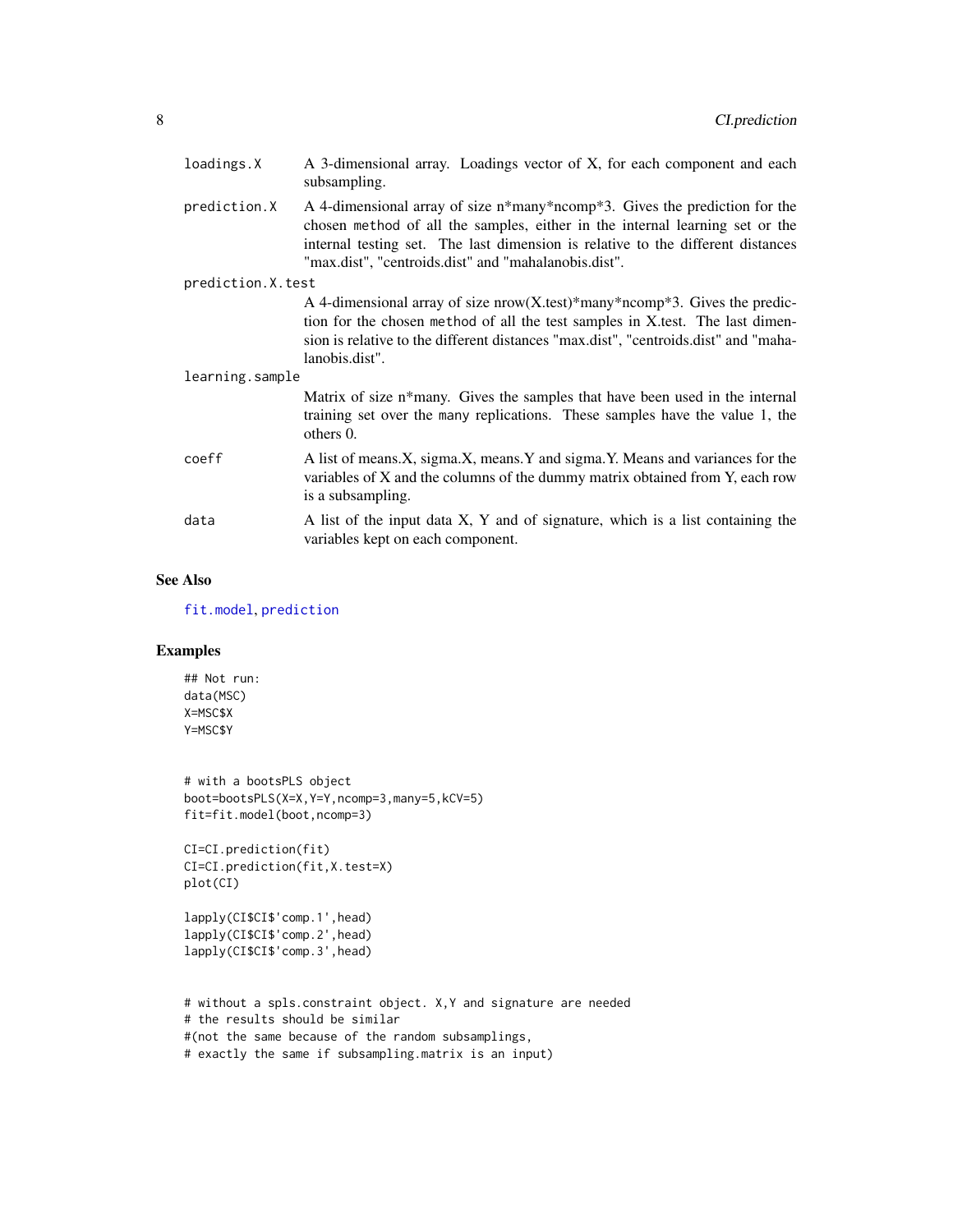| | |
|---|---|
| loadings.X | A 3-dimensional array. Loadings vector of X, for each component and each subsampling. |
| prediction.X | A 4-dimensional array of size n*many*ncomp*3. Gives the prediction for the chosen method of all the samples, either in the internal learning set or the internal testing set. The last dimension is relative to the different distances "max.dist", "centroids.dist" and "mahalanobis.dist". |
| prediction.X.test | A 4-dimensional array of size nrow(X.test)*many*ncomp*3. Gives the prediction for the chosen method of all the test samples in X.test. The last dimension is relative to the different distances "max.dist", "centroids.dist" and "mahalanobis.dist". |
| learning.sample | Matrix of size n*many. Gives the samples that have been used in the internal training set over the many replications. These samples have the value 1, the others 0. |
| coeff | A list of means.X, sigma.X, means.Y and sigma.Y. Means and variances for the variables of X and the columns of the dummy matrix obtained from Y, each row is a subsampling. |
| data | A list of the input data X, Y and of signature, which is a list containing the variables kept on each component. |

## See Also

fit.model, prediction

## Examples

```
## Not run:
data(MSC)
X=MSC$X
Y=MSC$Y


# with a bootsPLS object
boot=bootsPLS(X=X,Y=Y,ncomp=3,many=5,kCV=5)
fit=fit.model(boot,ncomp=3)

CI=CI.prediction(fit)
CI=CI.prediction(fit,X.test=X)
plot(CI)

lapply(CI$CI$'comp.1',head)
lapply(CI$CI$'comp.2',head)
lapply(CI$CI$'comp.3',head)


# without a spls.constraint object. X,Y and signature are needed
# the results should be similar
#(not the same because of the random subsamplings,
# exactly the same if subsampling.matrix is an input)
```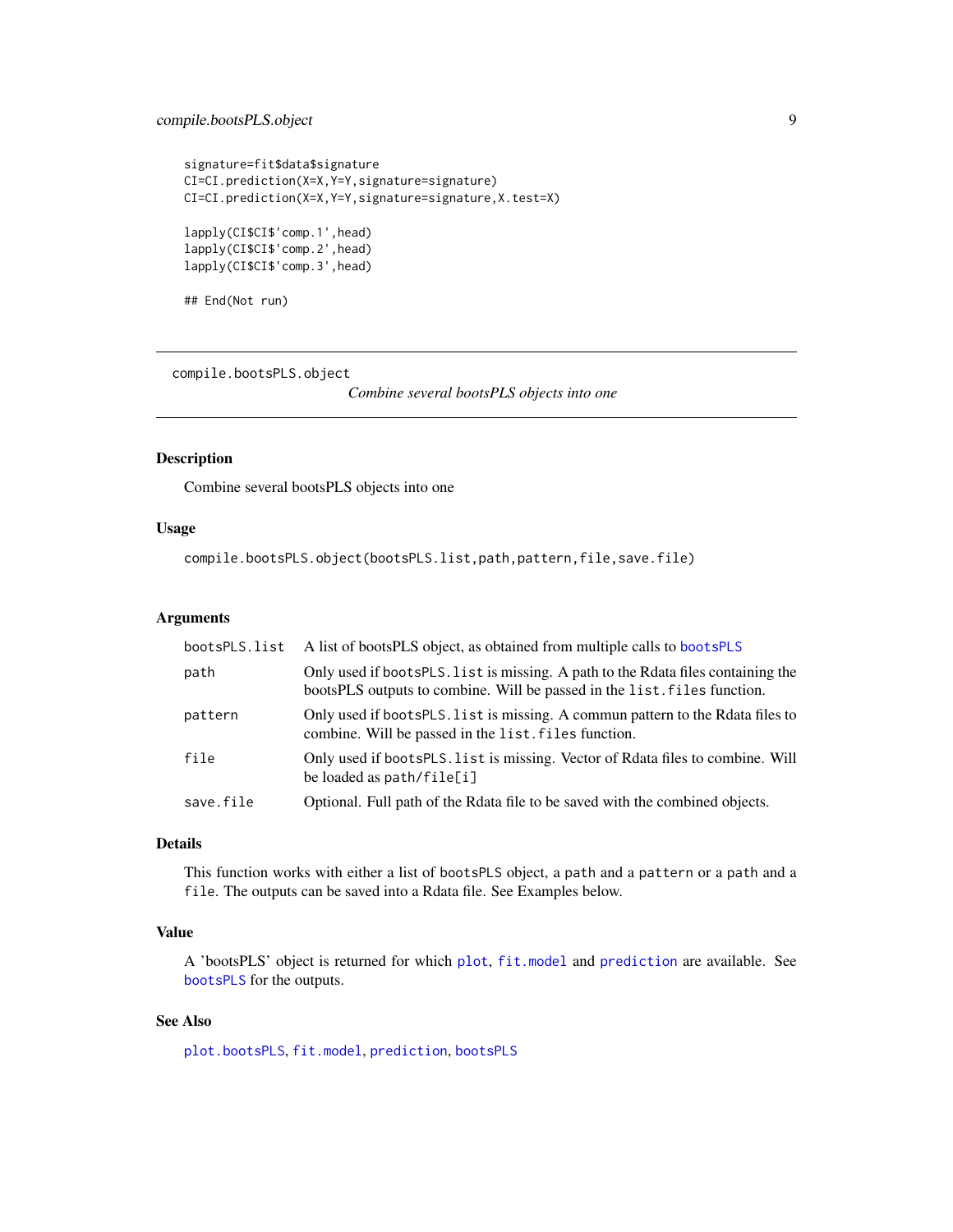```
signature=fit$data$signature
CI=CI.prediction(X=X,Y=Y,signature=signature)
CI=CI.prediction(X=X,Y=Y,signature=signature,X.test=X)

lapply(CI$CI$'comp.1',head)
lapply(CI$CI$'comp.2',head)
lapply(CI$CI$'comp.3',head)

## End(Not run)
```

---

## compile.bootsPLS.object

*Combine several bootsPLS objects into one*

---

### Description

Combine several bootsPLS objects into one

### Usage

```
compile.bootsPLS.object(bootsPLS.list,path,pattern,file,save.file)
```

### Arguments

| | |
|---|---|
| `bootsPLS.list` | A list of bootsPLS object, as obtained from multiple calls to `bootsPLS` |
| `path` | Only used if `bootsPLS.list` is missing. A path to the Rdata files containing the bootsPLS outputs to combine. Will be passed in the `list.files` function. |
| `pattern` | Only used if `bootsPLS.list` is missing. A commun pattern to the Rdata files to combine. Will be passed in the `list.files` function. |
| `file` | Only used if `bootsPLS.list` is missing. Vector of Rdata files to combine. Will be loaded as `path/file[i]` |
| `save.file` | Optional. Full path of the Rdata file to be saved with the combined objects. |

### Details

This function works with either a list of `bootsPLS` object, a `path` and a `pattern` or a `path` and a `file`. The outputs can be saved into a Rdata file. See Examples below.

### Value

A 'bootsPLS' object is returned for which `plot`, `fit.model` and `prediction` are available. See `bootsPLS` for the outputs.

### See Also

`plot.bootsPLS`, `fit.model`, `prediction`, `bootsPLS`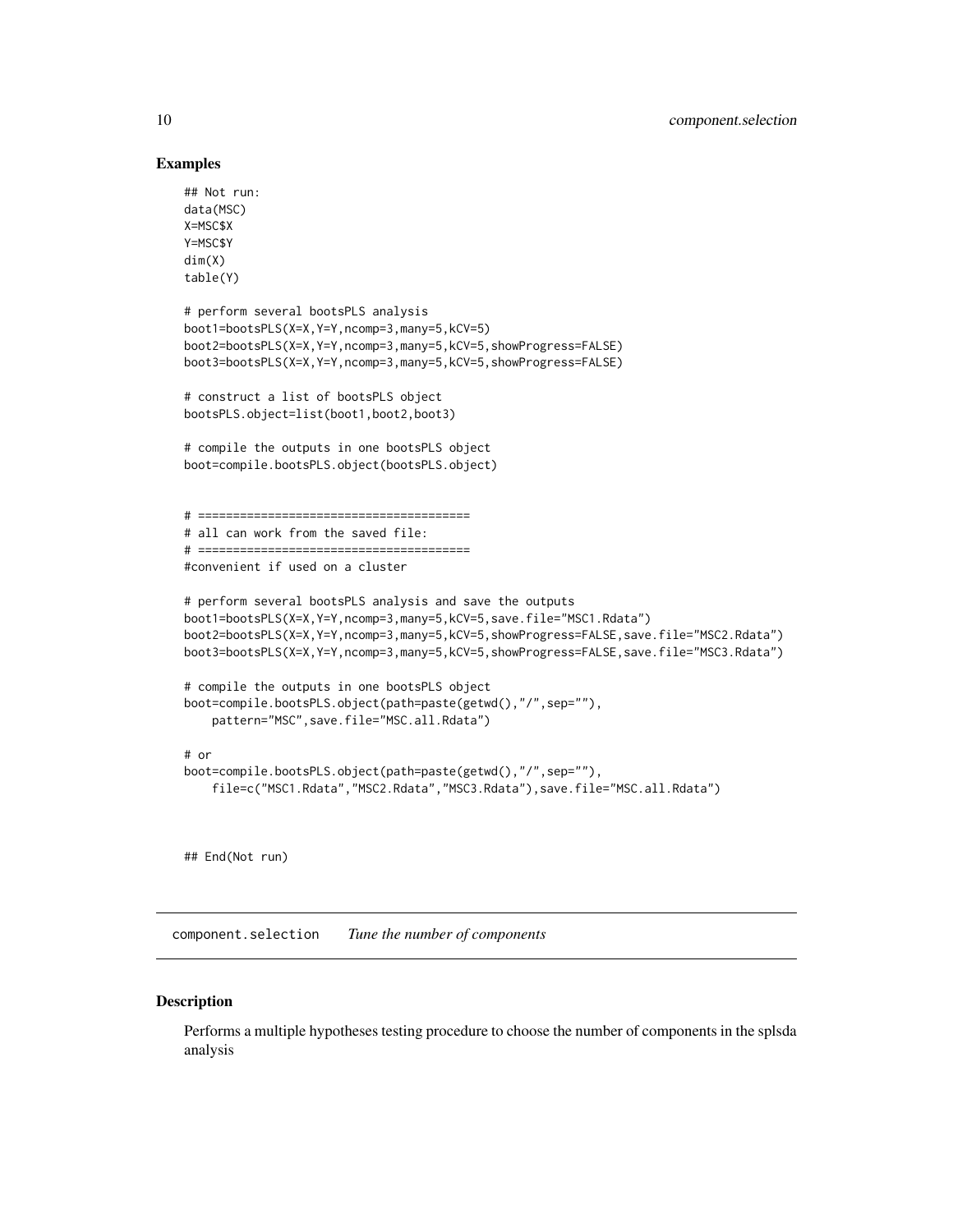## Examples

```
## Not run:
data(MSC)
X=MSC$X
Y=MSC$Y
dim(X)
table(Y)

# perform several bootsPLS analysis
boot1=bootsPLS(X=X,Y=Y,ncomp=3,many=5,kCV=5)
boot2=bootsPLS(X=X,Y=Y,ncomp=3,many=5,kCV=5,showProgress=FALSE)
boot3=bootsPLS(X=X,Y=Y,ncomp=3,many=5,kCV=5,showProgress=FALSE)

# construct a list of bootsPLS object
bootsPLS.object=list(boot1,boot2,boot3)

# compile the outputs in one bootsPLS object
boot=compile.bootsPLS.object(bootsPLS.object)


# ======================================
# all can work from the saved file:
# ======================================
#convenient if used on a cluster

# perform several bootsPLS analysis and save the outputs
boot1=bootsPLS(X=X,Y=Y,ncomp=3,many=5,kCV=5,save.file="MSC1.Rdata")
boot2=bootsPLS(X=X,Y=Y,ncomp=3,many=5,kCV=5,showProgress=FALSE,save.file="MSC2.Rdata")
boot3=bootsPLS(X=X,Y=Y,ncomp=3,many=5,kCV=5,showProgress=FALSE,save.file="MSC3.Rdata")

# compile the outputs in one bootsPLS object
boot=compile.bootsPLS.object(path=paste(getwd(),"/",sep=""),
    pattern="MSC",save.file="MSC.all.Rdata")

# or
boot=compile.bootsPLS.object(path=paste(getwd(),"/",sep=""),
    file=c("MSC1.Rdata","MSC2.Rdata","MSC3.Rdata"),save.file="MSC.all.Rdata")



## End(Not run)
```

---

# component.selection *Tune the number of components*

---

## Description

Performs a multiple hypotheses testing procedure to choose the number of components in the splsda analysis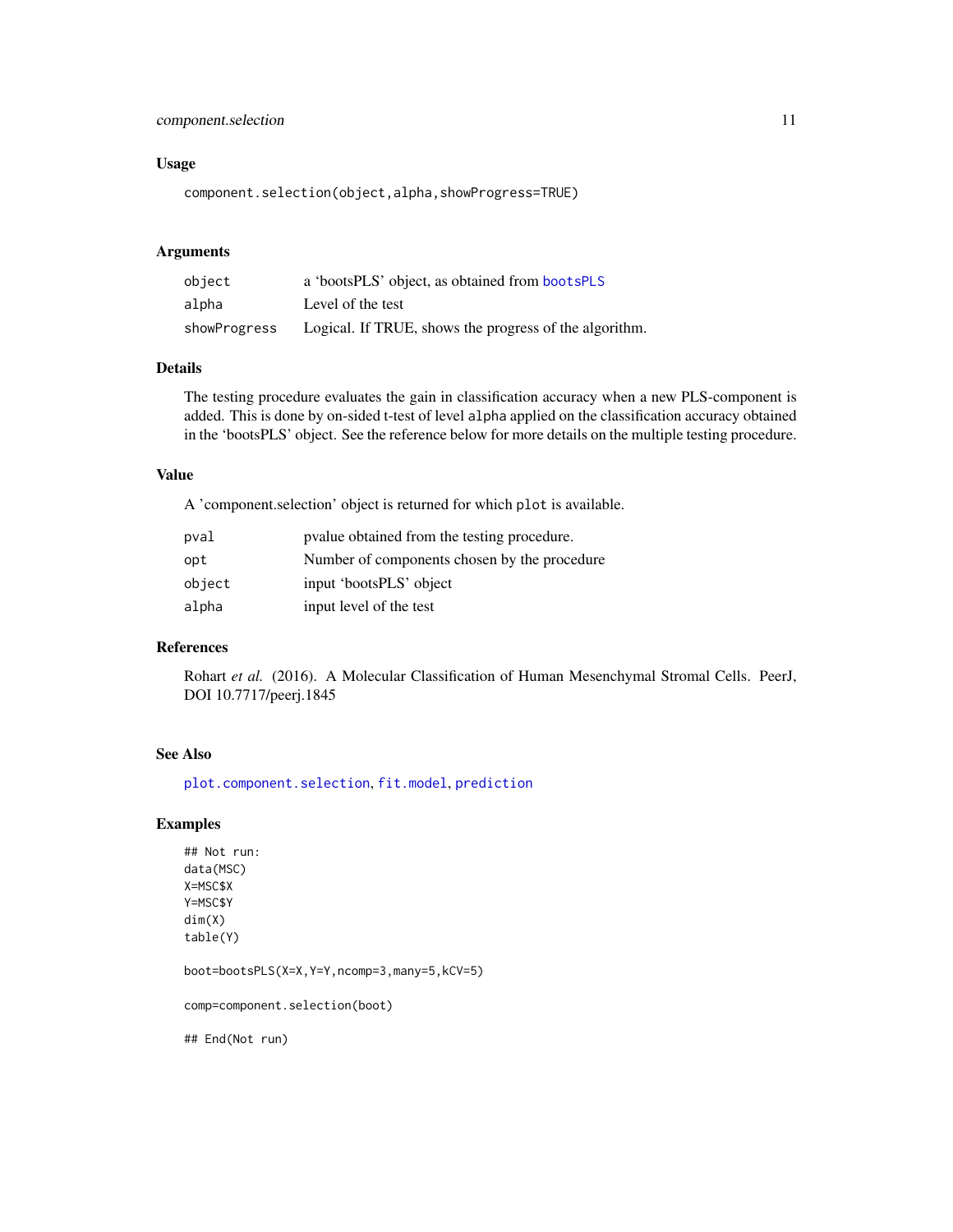### Usage

```
component.selection(object,alpha,showProgress=TRUE)
```

### Arguments

| | |
|---|---|
| object | a 'bootsPLS' object, as obtained from bootsPLS |
| alpha | Level of the test |
| showProgress | Logical. If TRUE, shows the progress of the algorithm. |

### Details

The testing procedure evaluates the gain in classification accuracy when a new PLS-component is added. This is done by on-sided t-test of level alpha applied on the classification accuracy obtained in the 'bootsPLS' object. See the reference below for more details on the multiple testing procedure.

### Value

A 'component.selection' object is returned for which plot is available.

| | |
|---|---|
| pval | pvalue obtained from the testing procedure. |
| opt | Number of components chosen by the procedure |
| object | input 'bootsPLS' object |
| alpha | input level of the test |

### References

Rohart *et al.* (2016). A Molecular Classification of Human Mesenchymal Stromal Cells. PeerJ, DOI 10.7717/peerj.1845

### See Also

plot.component.selection, fit.model, prediction

### Examples

```
## Not run:
data(MSC)
X=MSC$X
Y=MSC$Y
dim(X)
table(Y)

boot=bootsPLS(X=X,Y=Y,ncomp=3,many=5,kCV=5)

comp=component.selection(boot)

## End(Not run)
```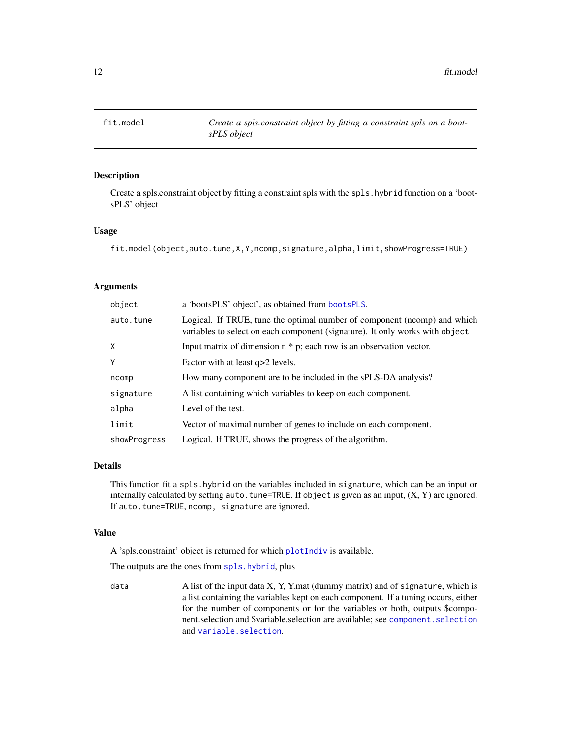## fit.model — *Create a spls.constraint object by fitting a constraint spls on a bootsPLS object*

### Description

Create a spls.constraint object by fitting a constraint spls with the `spls.hybrid` function on a 'bootsPLS' object

### Usage

```
fit.model(object,auto.tune,X,Y,ncomp,signature,alpha,limit,showProgress=TRUE)
```

### Arguments

| | |
|---|---|
| `object` | a 'bootsPLS' object', as obtained from `bootsPLS`. |
| `auto.tune` | Logical. If TRUE, tune the optimal number of component (ncomp) and which variables to select on each component (signature). It only works with `object` |
| `X` | Input matrix of dimension n * p; each row is an observation vector. |
| `Y` | Factor with at least q>2 levels. |
| `ncomp` | How many component are to be included in the sPLS-DA analysis? |
| `signature` | A list containing which variables to keep on each component. |
| `alpha` | Level of the test. |
| `limit` | Vector of maximal number of genes to include on each component. |
| `showProgress` | Logical. If TRUE, shows the progress of the algorithm. |

### Details

This function fit a `spls.hybrid` on the variables included in `signature`, which can be an input or internally calculated by setting `auto.tune=TRUE`. If `object` is given as an input, (X, Y) are ignored. If `auto.tune=TRUE`, `ncomp, signature` are ignored.

### Value

A 'spls.constraint' object is returned for which `plotIndiv` is available.

The outputs are the ones from `spls.hybrid`, plus

| | |
|---|---|
| `data` | A list of the input data X, Y, Y.mat (dummy matrix) and of `signature`, which is a list containing the variables kept on each component. If a tuning occurs, either for the number of components or for the variables or both, outputs $component.selection and $variable.selection are available; see `component.selection` and `variable.selection`. |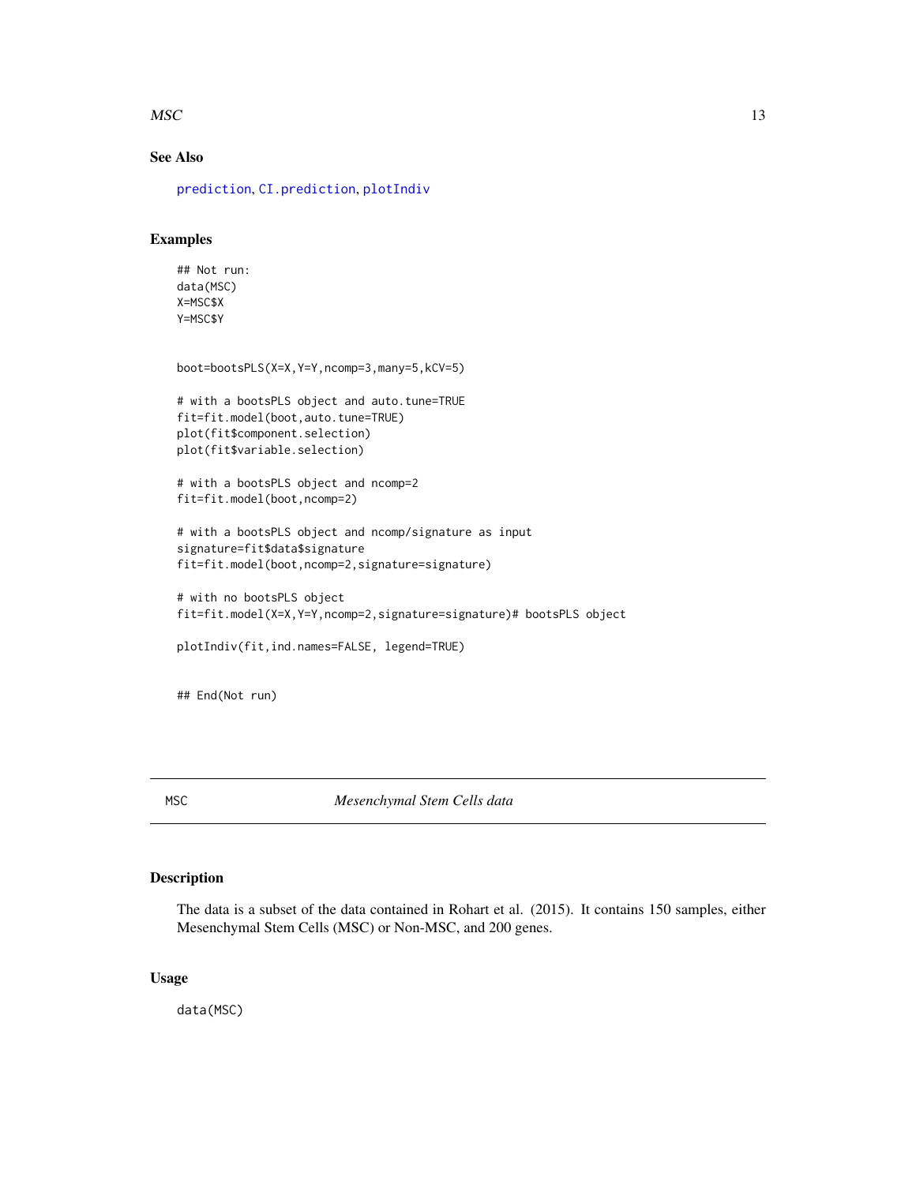## See Also

prediction, CI.prediction, plotIndiv

## Examples

```
## Not run:
data(MSC)
X=MSC$X
Y=MSC$Y


boot=bootsPLS(X=X,Y=Y,ncomp=3,many=5,kCV=5)

# with a bootsPLS object and auto.tune=TRUE
fit=fit.model(boot,auto.tune=TRUE)
plot(fit$component.selection)
plot(fit$variable.selection)

# with a bootsPLS object and ncomp=2
fit=fit.model(boot,ncomp=2)

# with a bootsPLS object and ncomp/signature as input
signature=fit$data$signature
fit=fit.model(boot,ncomp=2,signature=signature)

# with no bootsPLS object
fit=fit.model(X=X,Y=Y,ncomp=2,signature=signature)# bootsPLS object

plotIndiv(fit,ind.names=FALSE, legend=TRUE)


## End(Not run)
```

---

# MSC — *Mesenchymal Stem Cells data*

## Description

The data is a subset of the data contained in Rohart et al. (2015). It contains 150 samples, either Mesenchymal Stem Cells (MSC) or Non-MSC, and 200 genes.

## Usage

```
data(MSC)
```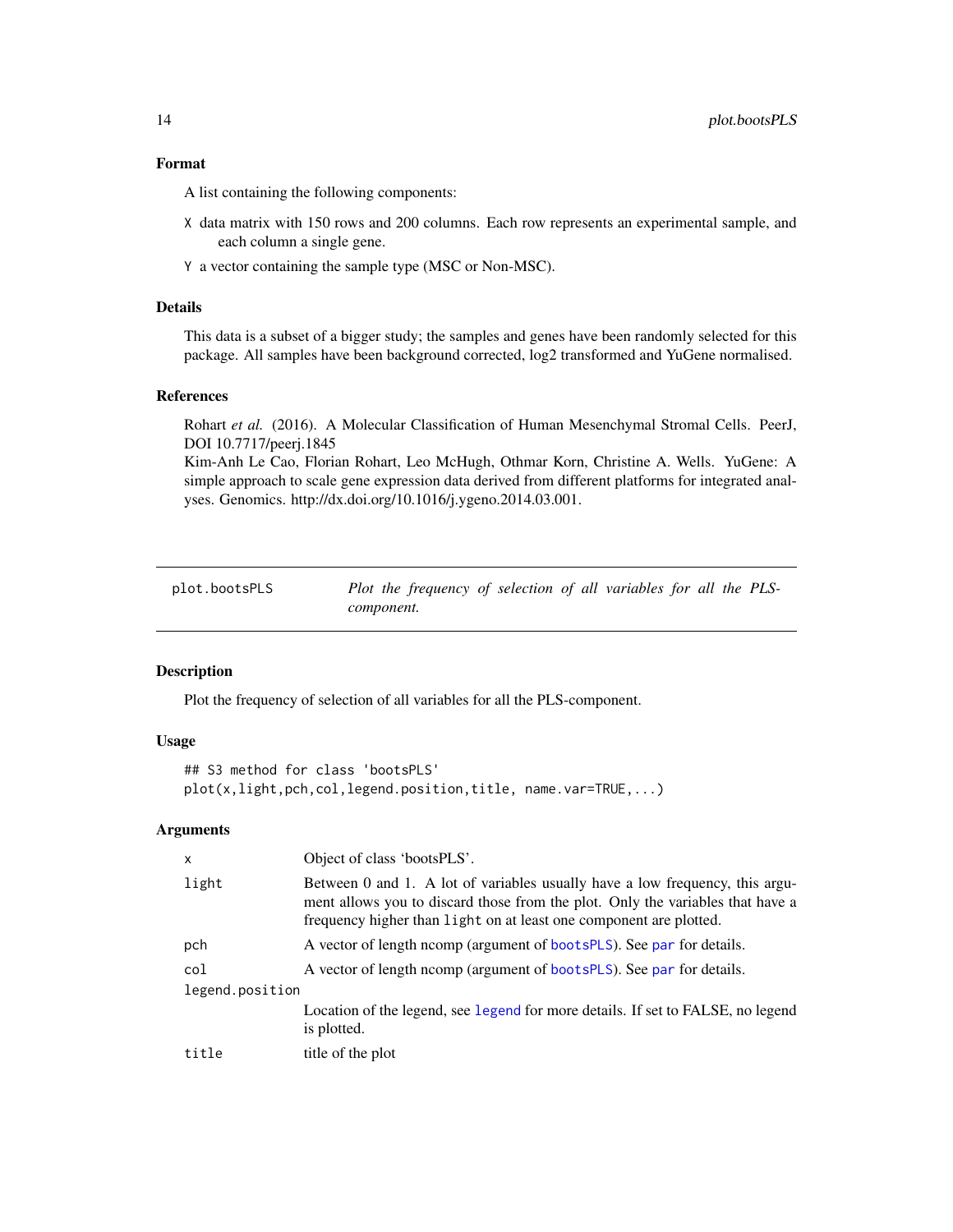### Format

A list containing the following components:

X data matrix with 150 rows and 200 columns. Each row represents an experimental sample, and each column a single gene.

Y a vector containing the sample type (MSC or Non-MSC).

### Details

This data is a subset of a bigger study; the samples and genes have been randomly selected for this package. All samples have been background corrected, log2 transformed and YuGene normalised.

### References

Rohart *et al.* (2016). A Molecular Classification of Human Mesenchymal Stromal Cells. PeerJ, DOI 10.7717/peerj.1845

Kim-Anh Le Cao, Florian Rohart, Leo McHugh, Othmar Korn, Christine A. Wells. YuGene: A simple approach to scale gene expression data derived from different platforms for integrated analyses. Genomics. http://dx.doi.org/10.1016/j.ygeno.2014.03.001.

---

## plot.bootsPLS — *Plot the frequency of selection of all variables for all the PLS-component.*

### Description

Plot the frequency of selection of all variables for all the PLS-component.

### Usage

```
## S3 method for class 'bootsPLS'
plot(x,light,pch,col,legend.position,title, name.var=TRUE,...)
```

### Arguments

| Argument | Description |
|---|---|
| x | Object of class 'bootsPLS'. |
| light | Between 0 and 1. A lot of variables usually have a low frequency, this argument allows you to discard those from the plot. Only the variables that have a frequency higher than light on at least one component are plotted. |
| pch | A vector of length ncomp (argument of bootsPLS). See par for details. |
| col | A vector of length ncomp (argument of bootsPLS). See par for details. |
| legend.position | Location of the legend, see legend for more details. If set to FALSE, no legend is plotted. |
| title | title of the plot |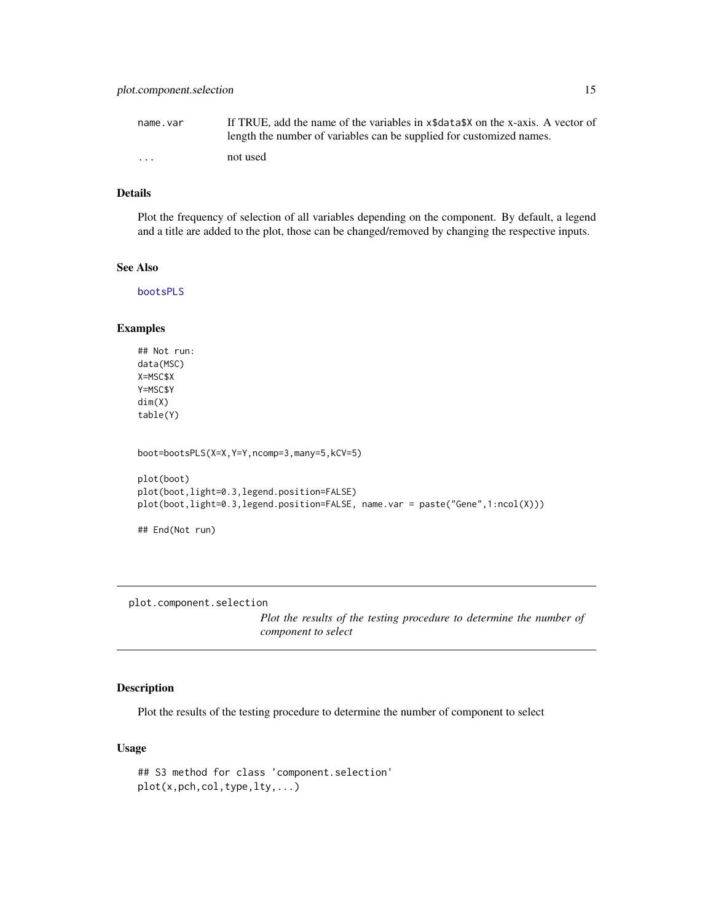| | |
|---|---|
| name.var | If TRUE, add the name of the variables in x$data$X on the x-axis. A vector of length the number of variables can be supplied for customized names. |
| ... | not used |

## Details

Plot the frequency of selection of all variables depending on the component. By default, a legend and a title are added to the plot, those can be changed/removed by changing the respective inputs.

## See Also

bootsPLS

## Examples

```
## Not run:
data(MSC)
X=MSC$X
Y=MSC$Y
dim(X)
table(Y)


boot=bootsPLS(X=X,Y=Y,ncomp=3,many=5,kCV=5)

plot(boot)
plot(boot,light=0.3,legend.position=FALSE)
plot(boot,light=0.3,legend.position=FALSE, name.var = paste("Gene",1:ncol(X)))

## End(Not run)
```

---

# plot.component.selection

*Plot the results of the testing procedure to determine the number of component to select*

---

## Description

Plot the results of the testing procedure to determine the number of component to select

## Usage

```
## S3 method for class 'component.selection'
plot(x,pch,col,type,lty,...)
```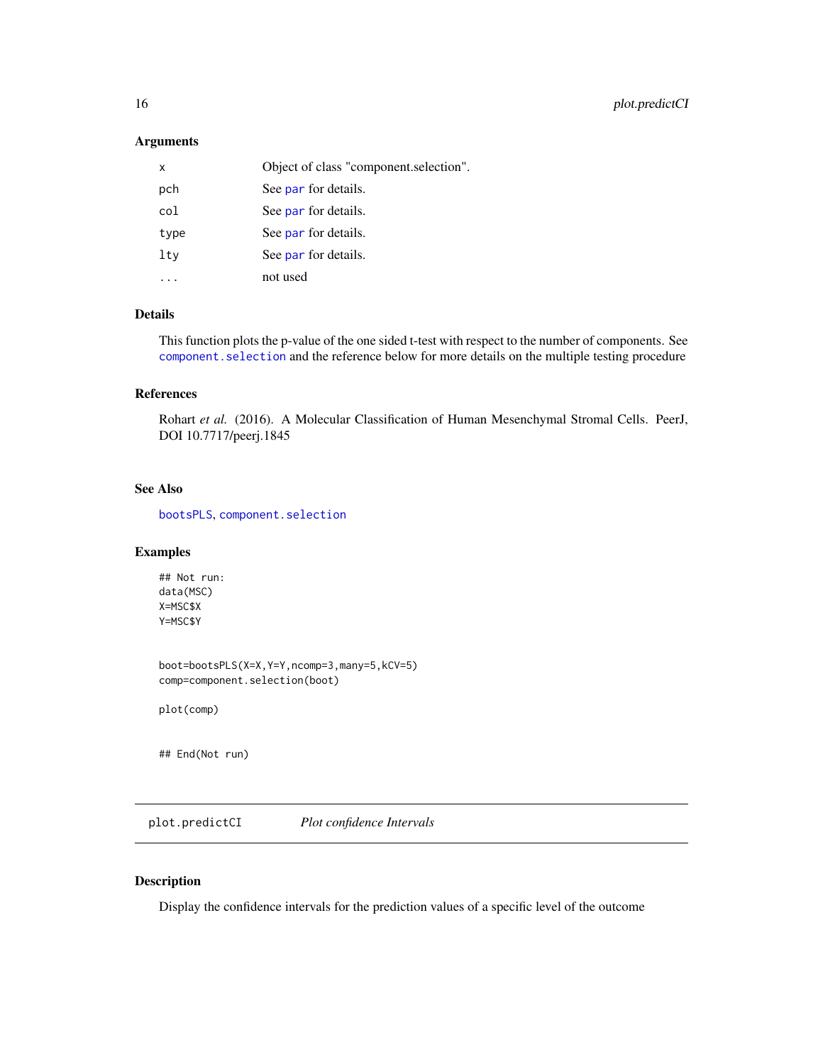### Arguments

| | |
|---|---|
| x | Object of class "component.selection". |
| pch | See par for details. |
| col | See par for details. |
| type | See par for details. |
| lty | See par for details. |
| ... | not used |

### Details

This function plots the p-value of the one sided t-test with respect to the number of components. See component.selection and the reference below for more details on the multiple testing procedure

### References

Rohart *et al.* (2016). A Molecular Classification of Human Mesenchymal Stromal Cells. PeerJ, DOI 10.7717/peerj.1845

### See Also

bootsPLS, component.selection

### Examples

```
## Not run:
data(MSC)
X=MSC$X
Y=MSC$Y


boot=bootsPLS(X=X,Y=Y,ncomp=3,many=5,kCV=5)
comp=component.selection(boot)

plot(comp)


## End(Not run)
```

---

## plot.predictCI *Plot confidence Intervals*

---

### Description

Display the confidence intervals for the prediction values of a specific level of the outcome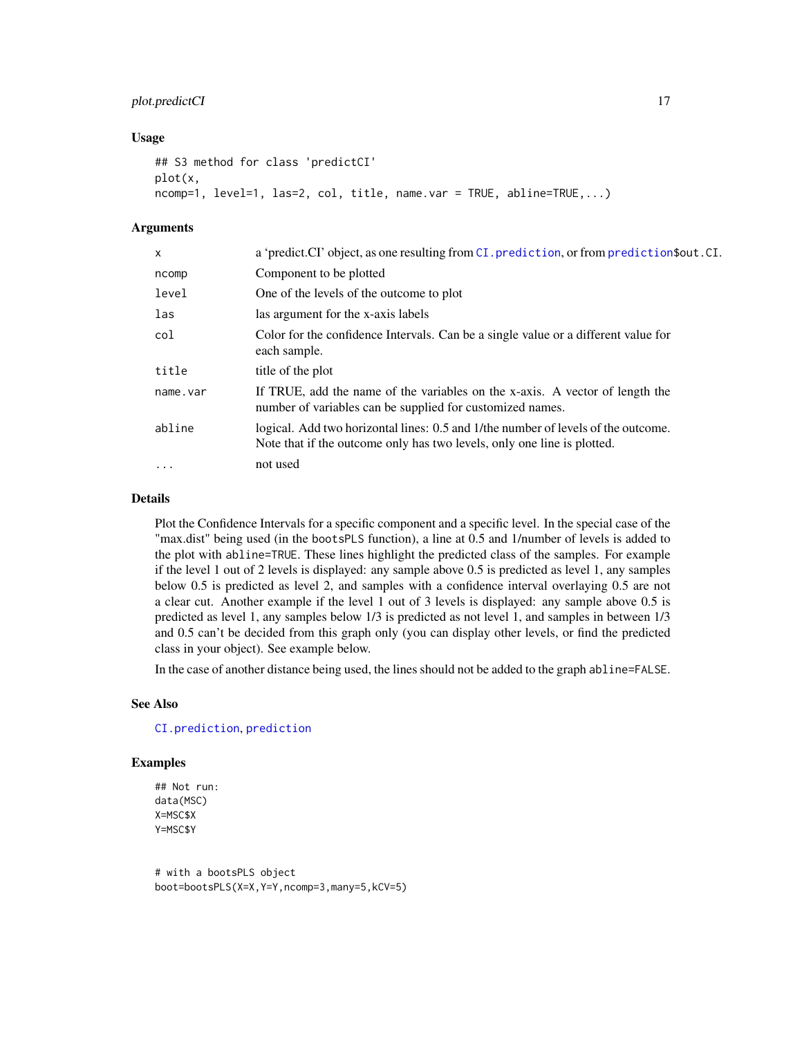## Usage

```
## S3 method for class 'predictCI'
plot(x,
ncomp=1, level=1, las=2, col, title, name.var = TRUE, abline=TRUE,...)
```

## Arguments

| | |
|---|---|
| x | a 'predict.CI' object, as one resulting from CI.prediction, or from prediction$out.CI. |
| ncomp | Component to be plotted |
| level | One of the levels of the outcome to plot |
| las | las argument for the x-axis labels |
| col | Color for the confidence Intervals. Can be a single value or a different value for each sample. |
| title | title of the plot |
| name.var | If TRUE, add the name of the variables on the x-axis. A vector of length the number of variables can be supplied for customized names. |
| abline | logical. Add two horizontal lines: 0.5 and 1/the number of levels of the outcome. Note that if the outcome only has two levels, only one line is plotted. |
| ... | not used |

## Details

Plot the Confidence Intervals for a specific component and a specific level. In the special case of the "max.dist" being used (in the bootsPLS function), a line at 0.5 and 1/number of levels is added to the plot with abline=TRUE. These lines highlight the predicted class of the samples. For example if the level 1 out of 2 levels is displayed: any sample above 0.5 is predicted as level 1, any samples below 0.5 is predicted as level 2, and samples with a confidence interval overlaying 0.5 are not a clear cut. Another example if the level 1 out of 3 levels is displayed: any sample above 0.5 is predicted as level 1, any samples below 1/3 is predicted as not level 1, and samples in between 1/3 and 0.5 can't be decided from this graph only (you can display other levels, or find the predicted class in your object). See example below.

In the case of another distance being used, the lines should not be added to the graph abline=FALSE.

## See Also

CI.prediction, prediction

## Examples

```
## Not run:
data(MSC)
X=MSC$X
Y=MSC$Y


# with a bootsPLS object
boot=bootsPLS(X=X,Y=Y,ncomp=3,many=5,kCV=5)
```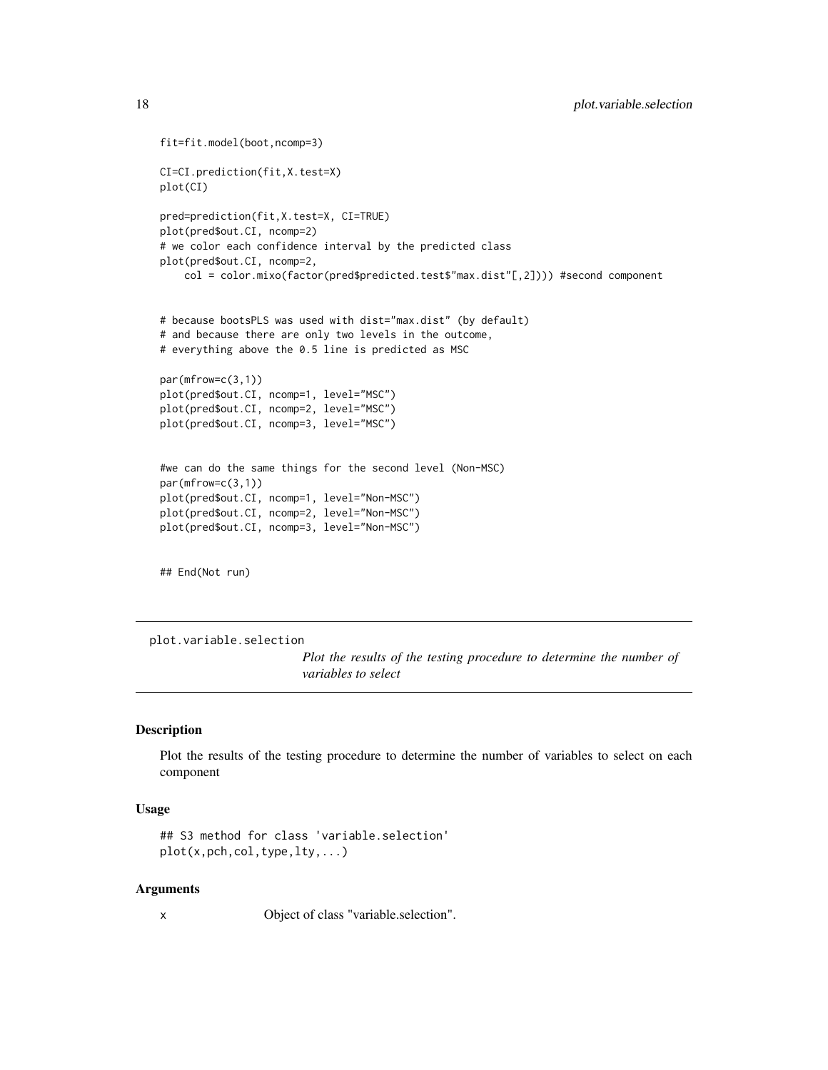```
fit=fit.model(boot,ncomp=3)

CI=CI.prediction(fit,X.test=X)
plot(CI)

pred=prediction(fit,X.test=X, CI=TRUE)
plot(pred$out.CI, ncomp=2)
# we color each confidence interval by the predicted class
plot(pred$out.CI, ncomp=2,
    col = color.mixo(factor(pred$predicted.test$"max.dist"[,2]))) #second component


# because bootsPLS was used with dist="max.dist" (by default)
# and because there are only two levels in the outcome,
# everything above the 0.5 line is predicted as MSC

par(mfrow=c(3,1))
plot(pred$out.CI, ncomp=1, level="MSC")
plot(pred$out.CI, ncomp=2, level="MSC")
plot(pred$out.CI, ncomp=3, level="MSC")


#we can do the same things for the second level (Non-MSC)
par(mfrow=c(3,1))
plot(pred$out.CI, ncomp=1, level="Non-MSC")
plot(pred$out.CI, ncomp=2, level="Non-MSC")
plot(pred$out.CI, ncomp=3, level="Non-MSC")


## End(Not run)
```

---

## plot.variable.selection

*Plot the results of the testing procedure to determine the number of variables to select*

---

### Description

Plot the results of the testing procedure to determine the number of variables to select on each component

### Usage

```
## S3 method for class 'variable.selection'
plot(x,pch,col,type,lty,...)
```

### Arguments

x    Object of class "variable.selection".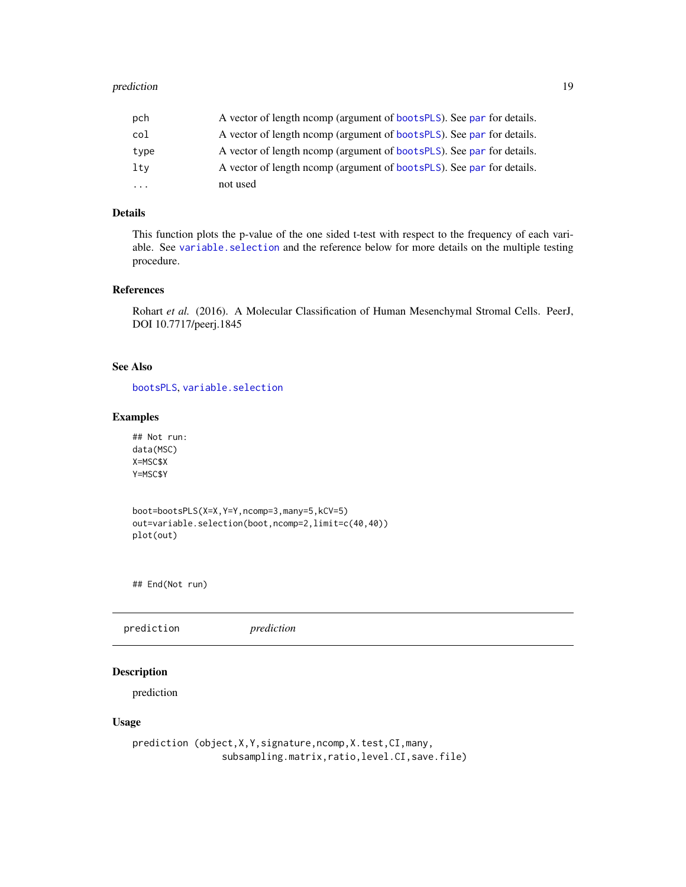| | |
|---|---|
| pch | A vector of length ncomp (argument of bootsPLS). See par for details. |
| col | A vector of length ncomp (argument of bootsPLS). See par for details. |
| type | A vector of length ncomp (argument of bootsPLS). See par for details. |
| lty | A vector of length ncomp (argument of bootsPLS). See par for details. |
| ... | not used |

### Details

This function plots the p-value of the one sided t-test with respect to the frequency of each variable. See variable.selection and the reference below for more details on the multiple testing procedure.

### References

Rohart *et al.* (2016). A Molecular Classification of Human Mesenchymal Stromal Cells. PeerJ, DOI 10.7717/peerj.1845

### See Also

bootsPLS, variable.selection

### Examples

```
## Not run:
data(MSC)
X=MSC$X
Y=MSC$Y


boot=bootsPLS(X=X,Y=Y,ncomp=3,many=5,kCV=5)
out=variable.selection(boot,ncomp=2,limit=c(40,40))
plot(out)



## End(Not run)
```

---

## prediction &nbsp;&nbsp;&nbsp;&nbsp; *prediction*

---

### Description

prediction

### Usage

```
prediction (object,X,Y,signature,ncomp,X.test,CI,many,
                 subsampling.matrix,ratio,level.CI,save.file)
```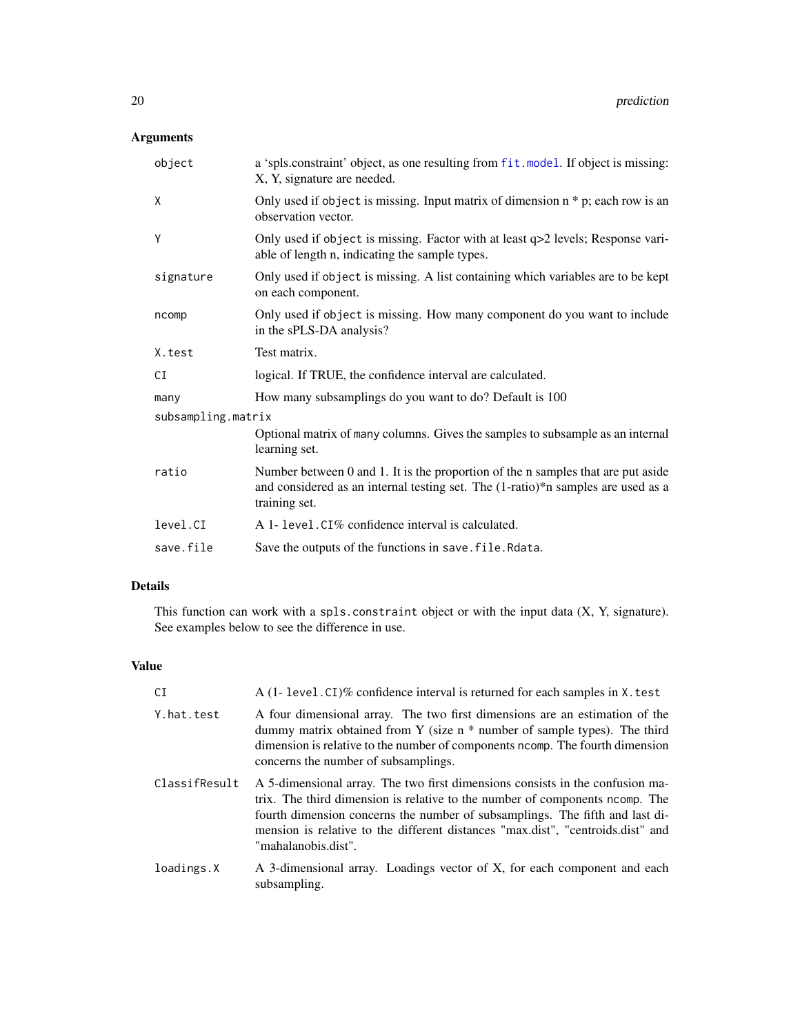## Arguments

| | |
|---|---|
| `object` | a 'spls.constraint' object, as one resulting from `fit.model`. If object is missing: X, Y, signature are needed. |
| `X` | Only used if `object` is missing. Input matrix of dimension n * p; each row is an observation vector. |
| `Y` | Only used if `object` is missing. Factor with at least q>2 levels; Response variable of length n, indicating the sample types. |
| `signature` | Only used if `object` is missing. A list containing which variables are to be kept on each component. |
| `ncomp` | Only used if `object` is missing. How many component do you want to include in the sPLS-DA analysis? |
| `X.test` | Test matrix. |
| `CI` | logical. If TRUE, the confidence interval are calculated. |
| `many` | How many subsamplings do you want to do? Default is 100 |
| `subsampling.matrix` | Optional matrix of `many` columns. Gives the samples to subsample as an internal learning set. |
| `ratio` | Number between 0 and 1. It is the proportion of the n samples that are put aside and considered as an internal testing set. The (1-ratio)*n samples are used as a training set. |
| `level.CI` | A 1- `level.CI`% confidence interval is calculated. |
| `save.file` | Save the outputs of the functions in `save.file.Rdata`. |

## Details

This function can work with a `spls.constraint` object or with the input data (X, Y, signature). See examples below to see the difference in use.

## Value

| | |
|---|---|
| `CI` | A (1- `level.CI`)% confidence interval is returned for each samples in `X.test` |
| `Y.hat.test` | A four dimensional array. The two first dimensions are an estimation of the dummy matrix obtained from Y (size n * number of sample types). The third dimension is relative to the number of components `ncomp`. The fourth dimension concerns the number of subsamplings. |
| `ClassifResult` | A 5-dimensional array. The two first dimensions consists in the confusion matrix. The third dimension is relative to the number of components `ncomp`. The fourth dimension concerns the number of subsamplings. The fifth and last dimension is relative to the different distances "max.dist", "centroids.dist" and "mahalanobis.dist". |
| `loadings.X` | A 3-dimensional array. Loadings vector of X, for each component and each subsampling. |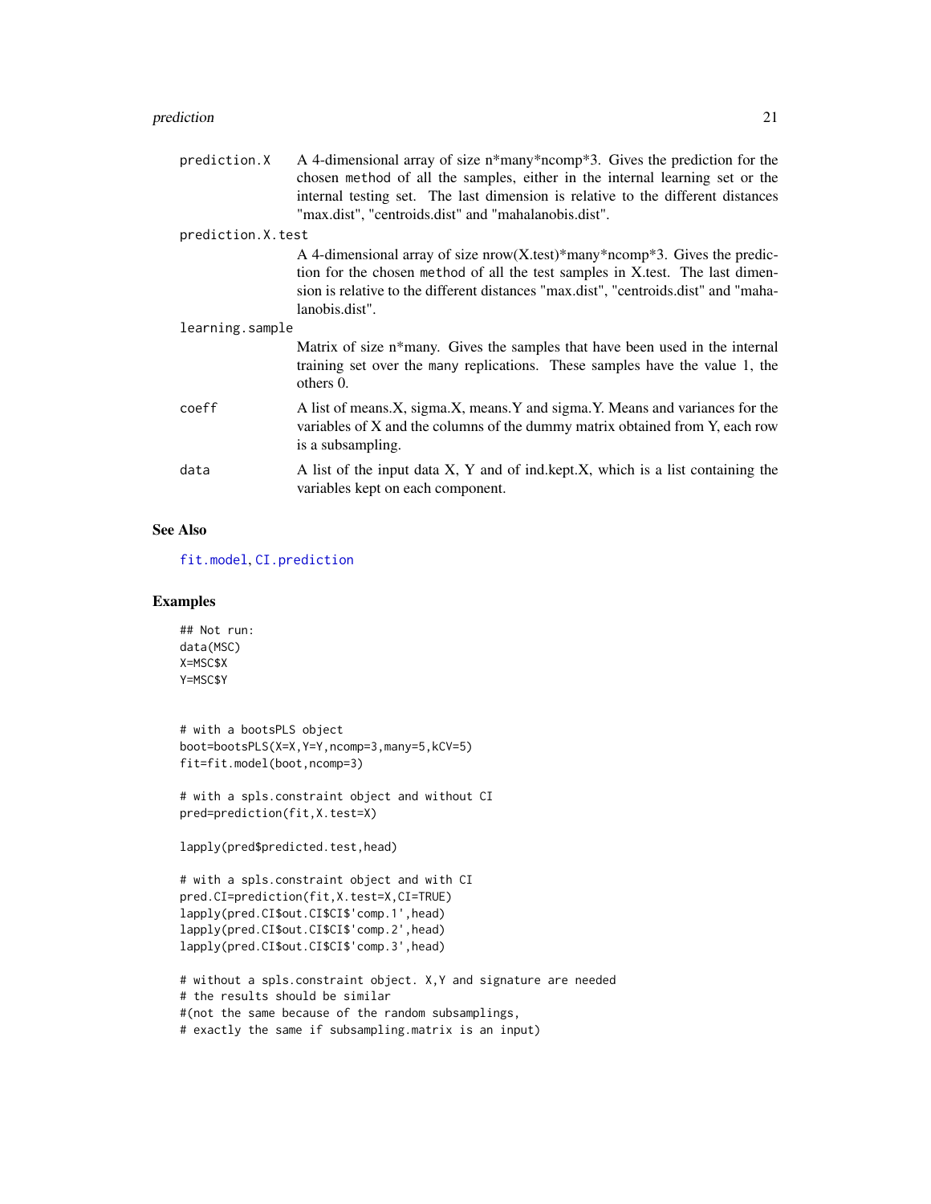prediction.X
: A 4-dimensional array of size n*many*ncomp*3. Gives the prediction for the chosen `method` of all the samples, either in the internal learning set or the internal testing set. The last dimension is relative to the different distances "max.dist", "centroids.dist" and "mahalanobis.dist".

prediction.X.test
: A 4-dimensional array of size nrow(X.test)*many*ncomp*3. Gives the prediction for the chosen `method` of all the test samples in X.test. The last dimension is relative to the different distances "max.dist", "centroids.dist" and "mahalanobis.dist".

learning.sample
: Matrix of size n*many. Gives the samples that have been used in the internal training set over the `many` replications. These samples have the value 1, the others 0.

coeff
: A list of means.X, sigma.X, means.Y and sigma.Y. Means and variances for the variables of X and the columns of the dummy matrix obtained from Y, each row is a subsampling.

data
: A list of the input data X, Y and of ind.kept.X, which is a list containing the variables kept on each component.

## See Also

fit.model, CI.prediction

## Examples

```
## Not run:
data(MSC)
X=MSC$X
Y=MSC$Y


# with a bootsPLS object
boot=bootsPLS(X=X,Y=Y,ncomp=3,many=5,kCV=5)
fit=fit.model(boot,ncomp=3)

# with a spls.constraint object and without CI
pred=prediction(fit,X.test=X)

lapply(pred$predicted.test,head)

# with a spls.constraint object and with CI
pred.CI=prediction(fit,X.test=X,CI=TRUE)
lapply(pred.CI$out.CI$CI$'comp.1',head)
lapply(pred.CI$out.CI$CI$'comp.2',head)
lapply(pred.CI$out.CI$CI$'comp.3',head)

# without a spls.constraint object. X,Y and signature are needed
# the results should be similar
#(not the same because of the random subsamplings,
# exactly the same if subsampling.matrix is an input)
```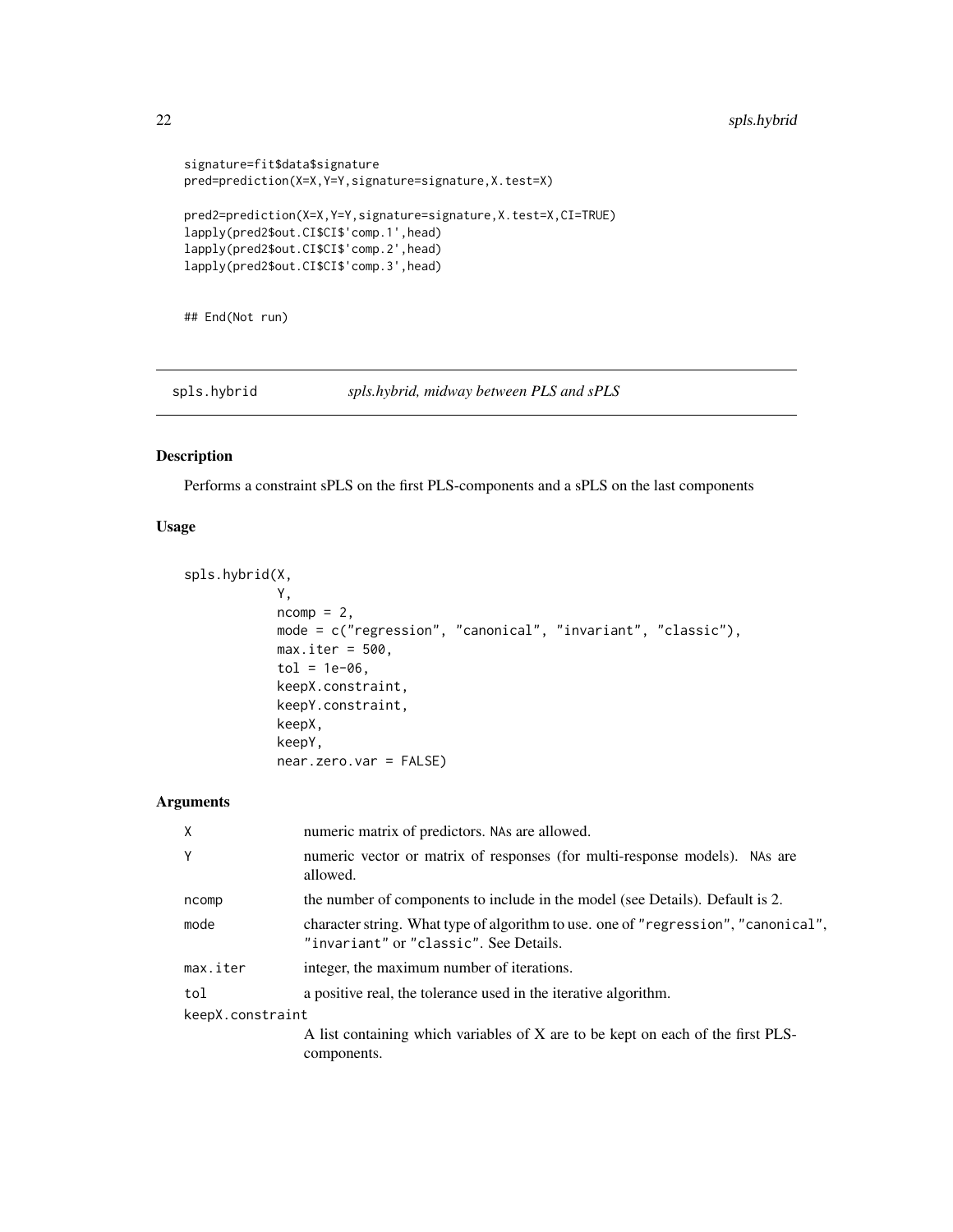```
signature=fit$data$signature
pred=prediction(X=X,Y=Y,signature=signature,X.test=X)

pred2=prediction(X=X,Y=Y,signature=signature,X.test=X,CI=TRUE)
lapply(pred2$out.CI$CI$'comp.1',head)
lapply(pred2$out.CI$CI$'comp.2',head)
lapply(pred2$out.CI$CI$'comp.3',head)


## End(Not run)
```

---

## spls.hybrid — *spls.hybrid, midway between PLS and sPLS*

---

### Description

Performs a constraint sPLS on the first PLS-components and a sPLS on the last components

### Usage

```
spls.hybrid(X,
            Y,
            ncomp = 2,
            mode = c("regression", "canonical", "invariant", "classic"),
            max.iter = 500,
            tol = 1e-06,
            keepX.constraint,
            keepY.constraint,
            keepX,
            keepY,
            near.zero.var = FALSE)
```

### Arguments

| | |
|---|---|
| `X` | numeric matrix of predictors. NAs are allowed. |
| `Y` | numeric vector or matrix of responses (for multi-response models). NAs are allowed. |
| `ncomp` | the number of components to include in the model (see Details). Default is 2. |
| `mode` | character string. What type of algorithm to use. one of `"regression"`, `"canonical"`, `"invariant"` or `"classic"`. See Details. |
| `max.iter` | integer, the maximum number of iterations. |
| `tol` | a positive real, the tolerance used in the iterative algorithm. |
| `keepX.constraint` | A list containing which variables of X are to be kept on each of the first PLS-components. |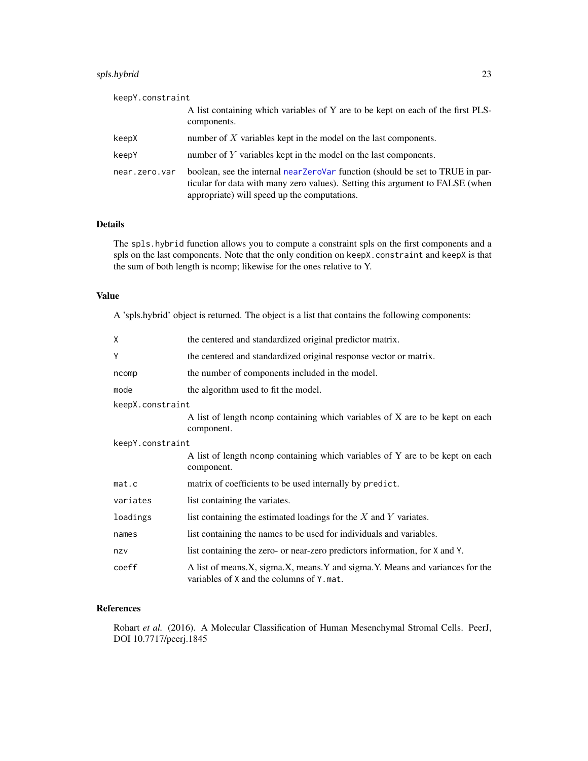keepY.constraint
: A list containing which variables of Y are to be kept on each of the first PLS-components.

keepX
: number of $X$ variables kept in the model on the last components.

keepY
: number of $Y$ variables kept in the model on the last components.

near.zero.var
: boolean, see the internal nearZeroVar function (should be set to TRUE in particular for data with many zero values). Setting this argument to FALSE (when appropriate) will speed up the computations.

## Details

The `spls.hybrid` function allows you to compute a constraint spls on the first components and a spls on the last components. Note that the only condition on `keepX.constraint` and `keepX` is that the sum of both length is ncomp; likewise for the ones relative to Y.

## Value

A 'spls.hybrid' object is returned. The object is a list that contains the following components:

X
: the centered and standardized original predictor matrix.

Y
: the centered and standardized original response vector or matrix.

ncomp
: the number of components included in the model.

mode
: the algorithm used to fit the model.

keepX.constraint
: A list of length `ncomp` containing which variables of X are to be kept on each component.

keepY.constraint
: A list of length `ncomp` containing which variables of Y are to be kept on each component.

mat.c
: matrix of coefficients to be used internally by `predict`.

variates
: list containing the variates.

loadings
: list containing the estimated loadings for the $X$ and $Y$ variates.

names
: list containing the names to be used for individuals and variables.

nzv
: list containing the zero- or near-zero predictors information, for `X` and `Y`.

coeff
: A list of means.X, sigma.X, means.Y and sigma.Y. Means and variances for the variables of `X` and the columns of `Y.mat`.

## References

Rohart *et al.* (2016). A Molecular Classification of Human Mesenchymal Stromal Cells. PeerJ, DOI 10.7717/peerj.1845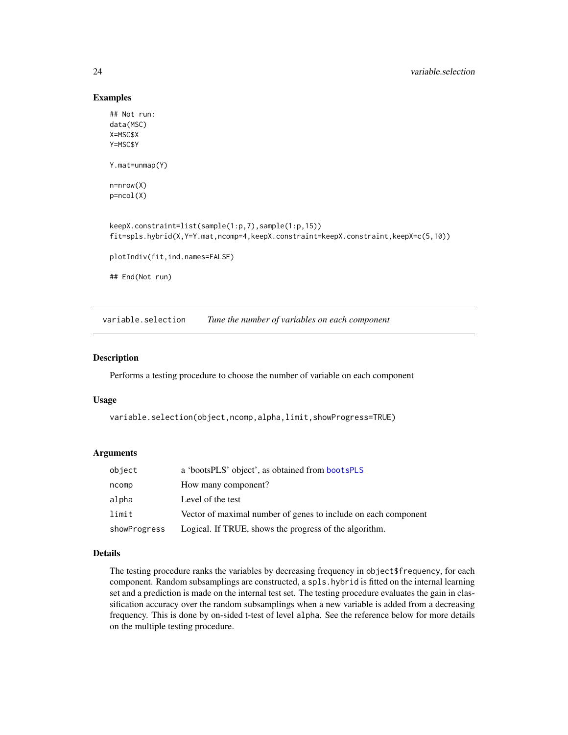## Examples

```
## Not run:
data(MSC)
X=MSC$X
Y=MSC$Y

Y.mat=unmap(Y)

n=nrow(X)
p=ncol(X)


keepX.constraint=list(sample(1:p,7),sample(1:p,15))
fit=spls.hybrid(X,Y=Y.mat,ncomp=4,keepX.constraint=keepX.constraint,keepX=c(5,10))

plotIndiv(fit,ind.names=FALSE)

## End(Not run)
```

---

`variable.selection` *Tune the number of variables on each component*

---

## Description

Performs a testing procedure to choose the number of variable on each component

## Usage

```
variable.selection(object,ncomp,alpha,limit,showProgress=TRUE)
```

## Arguments

| | |
|---|---|
| `object` | a 'bootsPLS' object', as obtained from `bootsPLS` |
| `ncomp` | How many component? |
| `alpha` | Level of the test |
| `limit` | Vector of maximal number of genes to include on each component |
| `showProgress` | Logical. If TRUE, shows the progress of the algorithm. |

## Details

The testing procedure ranks the variables by decreasing frequency in `object$frequency`, for each component. Random subsamplings are constructed, a `spls.hybrid` is fitted on the internal learning set and a prediction is made on the internal test set. The testing procedure evaluates the gain in classification accuracy over the random subsamplings when a new variable is added from a decreasing frequency. This is done by on-sided t-test of level `alpha`. See the reference below for more details on the multiple testing procedure.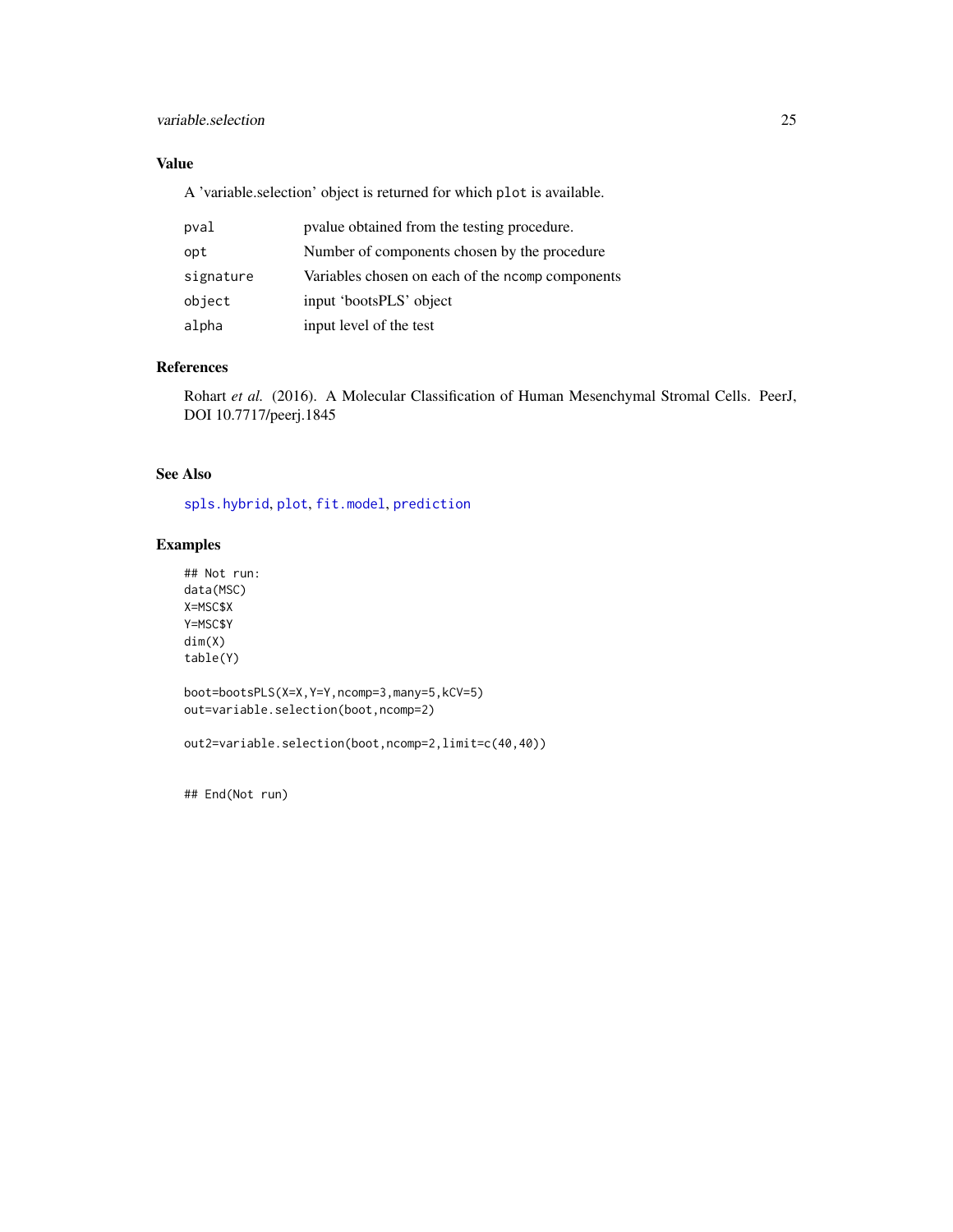## Value

A 'variable.selection' object is returned for which `plot` is available.

| | |
|---|---|
| `pval` | pvalue obtained from the testing procedure. |
| `opt` | Number of components chosen by the procedure |
| `signature` | Variables chosen on each of the `ncomp` components |
| `object` | input 'bootsPLS' object |
| `alpha` | input level of the test |

## References

Rohart *et al.* (2016). A Molecular Classification of Human Mesenchymal Stromal Cells. PeerJ, DOI 10.7717/peerj.1845

## See Also

`spls.hybrid`, `plot`, `fit.model`, `prediction`

## Examples

```
## Not run:
data(MSC)
X=MSC$X
Y=MSC$Y
dim(X)
table(Y)

boot=bootsPLS(X=X,Y=Y,ncomp=3,many=5,kCV=5)
out=variable.selection(boot,ncomp=2)

out2=variable.selection(boot,ncomp=2,limit=c(40,40))


## End(Not run)
```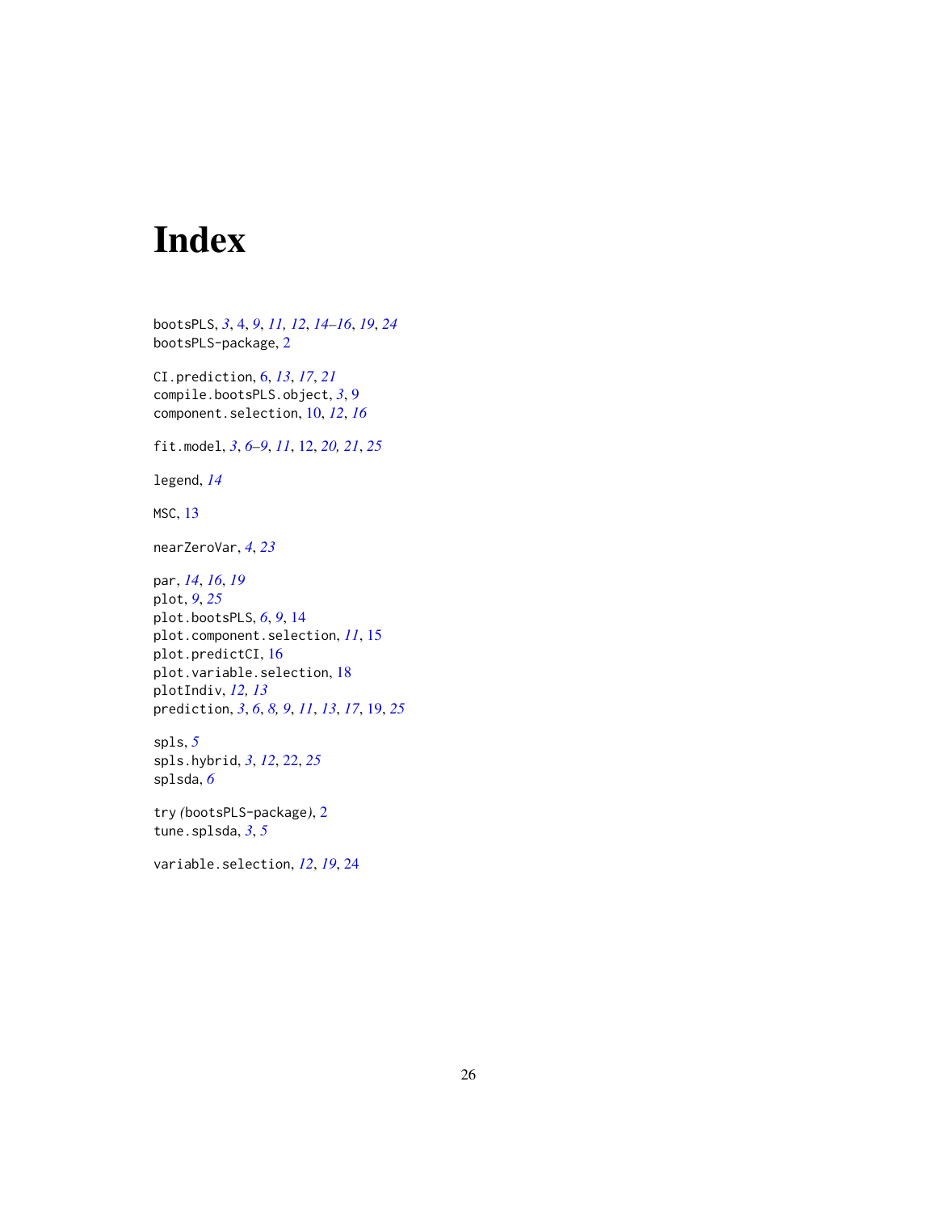# Index

bootsPLS, *3*, 4, *9*, *11, 12*, *14–16*, *19*, *24*
bootsPLS-package, 2

CI.prediction, 6, *13*, *17*, *21*
compile.bootsPLS.object, *3*, 9
component.selection, 10, *12*, *16*

fit.model, *3*, *6–9*, *11*, 12, *20, 21*, *25*

legend, *14*

MSC, 13

nearZeroVar, *4*, *23*

par, *14*, *16*, *19*
plot, *9*, *25*
plot.bootsPLS, *6*, *9*, 14
plot.component.selection, *11*, 15
plot.predictCI, 16
plot.variable.selection, 18
plotIndiv, *12, 13*
prediction, *3*, *6*, *8, 9*, *11*, *13*, *17*, 19, *25*

spls, *5*
spls.hybrid, *3*, *12*, 22, *25*
splsda, *6*

try *(*bootsPLS-package*)*, 2
tune.splsda, *3*, *5*

variable.selection, *12*, *19*, 24